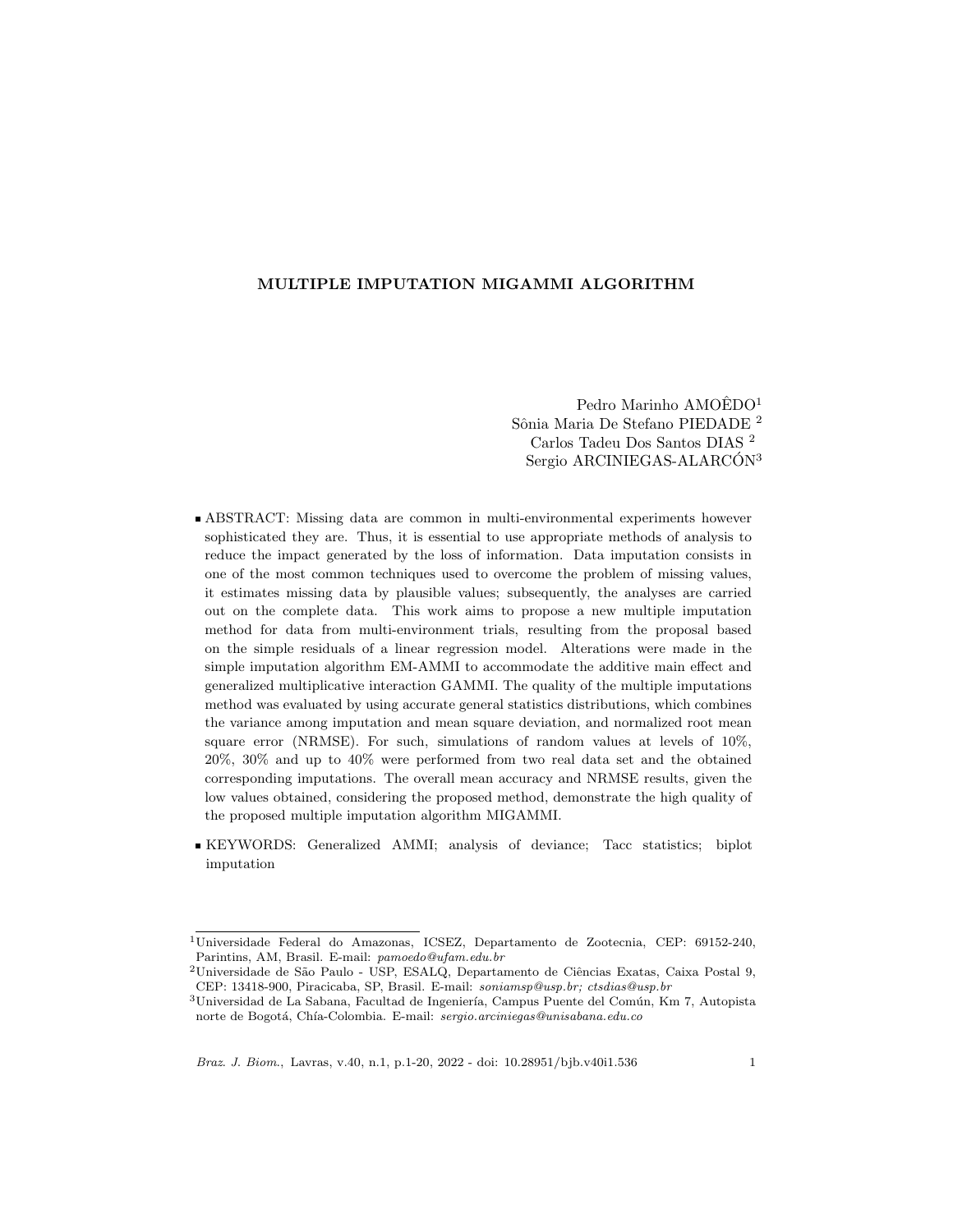# MULTIPLE IMPUTATION MIGAMMI ALGORITHM

Pedro Marinho AMOÊDO[1]
Sônia Maria De Stefano PIEDADE [2]
Carlos Tadeu Dos Santos DIAS [2]
Sergio ARCINIEGAS-ALARCÓN[3]

- ABSTRACT: Missing data are common in multi-environmental experiments however sophisticated they are. Thus, it is essential to use appropriate methods of analysis to reduce the impact generated by the loss of information. Data imputation consists in one of the most common techniques used to overcome the problem of missing values, it estimates missing data by plausible values; subsequently, the analyses are carried out on the complete data. This work aims to propose a new multiple imputation method for data from multi-environment trials, resulting from the proposal based on the simple residuals of a linear regression model. Alterations were made in the simple imputation algorithm EM-AMMI to accommodate the additive main effect and generalized multiplicative interaction GAMMI. The quality of the multiple imputations method was evaluated by using accurate general statistics distributions, which combines the variance among imputation and mean square deviation, and normalized root mean square error (NRMSE). For such, simulations of random values at levels of 10%, 20%, 30% and up to 40% were performed from two real data set and the obtained corresponding imputations. The overall mean accuracy and NRMSE results, given the low values obtained, considering the proposed method, demonstrate the high quality of the proposed multiple imputation algorithm MIGAMMI.

- KEYWORDS: Generalized AMMI; analysis of deviance; Tacc statistics; biplot imputation

---

[1]Universidade Federal do Amazonas, ICSEZ, Departamento de Zootecnia, CEP: 69152-240, Parintins, AM, Brasil. E-mail: *pamoedo@ufam.edu.br*

[2]Universidade de São Paulo - USP, ESALQ, Departamento de Ciências Exatas, Caixa Postal 9, CEP: 13418-900, Piracicaba, SP, Brasil. E-mail: *soniamsp@usp.br; ctsdias@usp.br*

[3]Universidad de La Sabana, Facultad de Ingeniería, Campus Puente del Común, Km 7, Autopista norte de Bogotá, Chía-Colombia. E-mail: *sergio.arciniegas@unisabana.edu.co*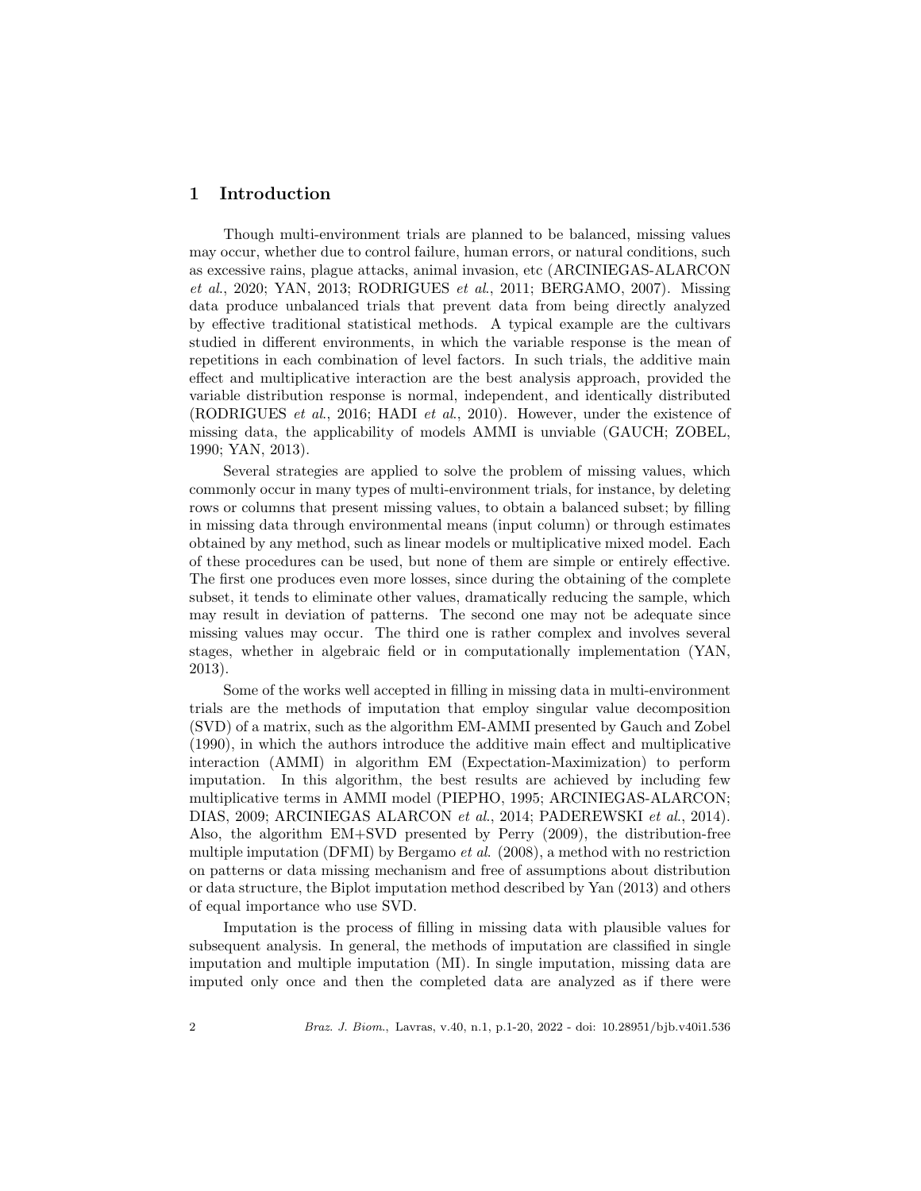## 1 Introduction

Though multi-environment trials are planned to be balanced, missing values may occur, whether due to control failure, human errors, or natural conditions, such as excessive rains, plague attacks, animal invasion, etc (ARCINIEGAS-ALARCON *et al.*, 2020; YAN, 2013; RODRIGUES *et al.*, 2011; BERGAMO, 2007). Missing data produce unbalanced trials that prevent data from being directly analyzed by effective traditional statistical methods. A typical example are the cultivars studied in different environments, in which the variable response is the mean of repetitions in each combination of level factors. In such trials, the additive main effect and multiplicative interaction are the best analysis approach, provided the variable distribution response is normal, independent, and identically distributed (RODRIGUES *et al.*, 2016; HADI *et al.*, 2010). However, under the existence of missing data, the applicability of models AMMI is unviable (GAUCH; ZOBEL, 1990; YAN, 2013).

Several strategies are applied to solve the problem of missing values, which commonly occur in many types of multi-environment trials, for instance, by deleting rows or columns that present missing values, to obtain a balanced subset; by filling in missing data through environmental means (input column) or through estimates obtained by any method, such as linear models or multiplicative mixed model. Each of these procedures can be used, but none of them are simple or entirely effective. The first one produces even more losses, since during the obtaining of the complete subset, it tends to eliminate other values, dramatically reducing the sample, which may result in deviation of patterns. The second one may not be adequate since missing values may occur. The third one is rather complex and involves several stages, whether in algebraic field or in computationally implementation (YAN, 2013).

Some of the works well accepted in filling in missing data in multi-environment trials are the methods of imputation that employ singular value decomposition (SVD) of a matrix, such as the algorithm EM-AMMI presented by Gauch and Zobel (1990), in which the authors introduce the additive main effect and multiplicative interaction (AMMI) in algorithm EM (Expectation-Maximization) to perform imputation. In this algorithm, the best results are achieved by including few multiplicative terms in AMMI model (PIEPHO, 1995; ARCINIEGAS-ALARCON; DIAS, 2009; ARCINIEGAS ALARCON *et al.*, 2014; PADEREWSKI *et al.*, 2014). Also, the algorithm EM+SVD presented by Perry (2009), the distribution-free multiple imputation (DFMI) by Bergamo *et al.* (2008), a method with no restriction on patterns or data missing mechanism and free of assumptions about distribution or data structure, the Biplot imputation method described by Yan (2013) and others of equal importance who use SVD.

Imputation is the process of filling in missing data with plausible values for subsequent analysis. In general, the methods of imputation are classified in single imputation and multiple imputation (MI). In single imputation, missing data are imputed only once and then the completed data are analyzed as if there were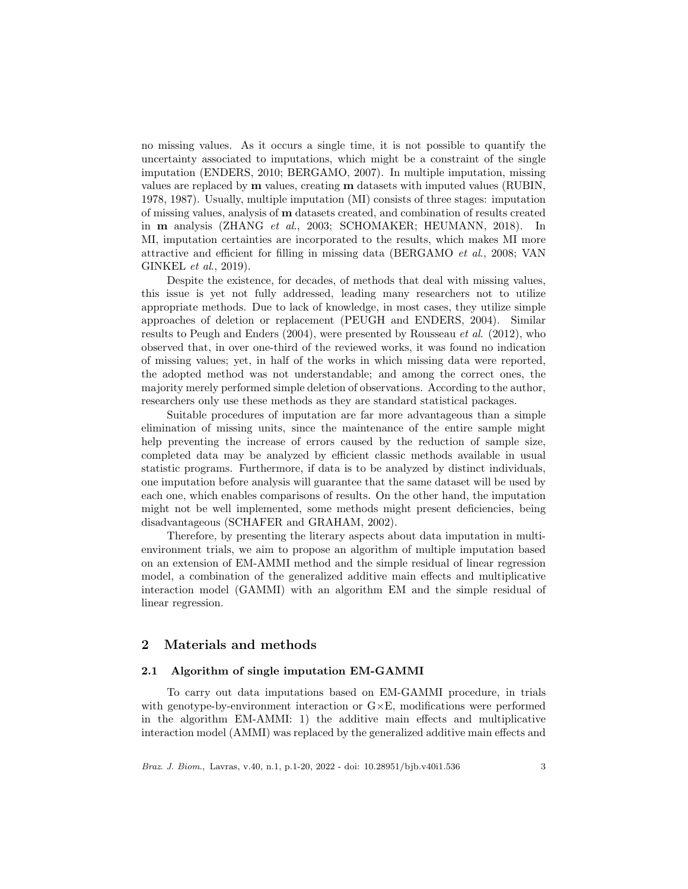no missing values. As it occurs a single time, it is not possible to quantify the uncertainty associated to imputations, which might be a constraint of the single imputation (ENDERS, 2010; BERGAMO, 2007). In multiple imputation, missing values are replaced by **m** values, creating **m** datasets with imputed values (RUBIN, 1978, 1987). Usually, multiple imputation (MI) consists of three stages: imputation of missing values, analysis of **m** datasets created, and combination of results created in **m** analysis (ZHANG *et al.*, 2003; SCHOMAKER; HEUMANN, 2018). In MI, imputation certainties are incorporated to the results, which makes MI more attractive and efficient for filling in missing data (BERGAMO *et al.*, 2008; VAN GINKEL *et al.*, 2019).

Despite the existence, for decades, of methods that deal with missing values, this issue is yet not fully addressed, leading many researchers not to utilize appropriate methods. Due to lack of knowledge, in most cases, they utilize simple approaches of deletion or replacement (PEUGH and ENDERS, 2004). Similar results to Peugh and Enders (2004), were presented by Rousseau *et al.* (2012), who observed that, in over one-third of the reviewed works, it was found no indication of missing values; yet, in half of the works in which missing data were reported, the adopted method was not understandable; and among the correct ones, the majority merely performed simple deletion of observations. According to the author, researchers only use these methods as they are standard statistical packages.

Suitable procedures of imputation are far more advantageous than a simple elimination of missing units, since the maintenance of the entire sample might help preventing the increase of errors caused by the reduction of sample size, completed data may be analyzed by efficient classic methods available in usual statistic programs. Furthermore, if data is to be analyzed by distinct individuals, one imputation before analysis will guarantee that the same dataset will be used by each one, which enables comparisons of results. On the other hand, the imputation might not be well implemented, some methods might present deficiencies, being disadvantageous (SCHAFER and GRAHAM, 2002).

Therefore, by presenting the literary aspects about data imputation in multi-environment trials, we aim to propose an algorithm of multiple imputation based on an extension of EM-AMMI method and the simple residual of linear regression model, a combination of the generalized additive main effects and multiplicative interaction model (GAMMI) with an algorithm EM and the simple residual of linear regression.

## 2 Materials and methods

### 2.1 Algorithm of single imputation EM-GAMMI

To carry out data imputations based on EM-GAMMI procedure, in trials with genotype-by-environment interaction or G×E, modifications were performed in the algorithm EM-AMMI: 1) the additive main effects and multiplicative interaction model (AMMI) was replaced by the generalized additive main effects and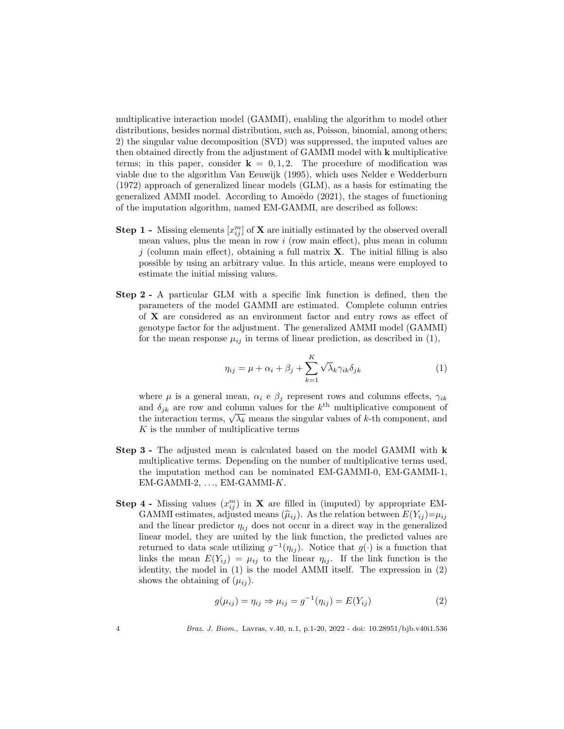multiplicative interaction model (GAMMI), enabling the algorithm to model other distributions, besides normal distribution, such as, Poisson, binomial, among others; 2) the singular value decomposition (SVD) was suppressed, the imputed values are then obtained directly from the adjustment of GAMMI model with **k** multiplicative terms; in this paper, consider $\mathbf{k} = 0, 1, 2$. The procedure of modification was viable due to the algorithm Van Eeuwijk (1995), which uses Nelder e Wedderburn (1972) approach of generalized linear models (GLM), as a basis for estimating the generalized AMMI model. According to Amoêdo (2021), the stages of functioning of the imputation algorithm, named EM-GAMMI, are described as follows:

**Step 1 -** Missing elements $[x_{ij}^m]$ of $\mathbf{X}$ are initially estimated by the observed overall mean values, plus the mean in row $i$ (row main effect), plus mean in column $j$ (column main effect), obtaining a full matrix $\mathbf{X}$. The initial filling is also possible by using an arbitrary value. In this article, means were employed to estimate the initial missing values.

**Step 2 -** A particular GLM with a specific link function is defined, then the parameters of the model GAMMI are estimated. Complete column entries of $\mathbf{X}$ are considered as an environment factor and entry rows as effect of genotype factor for the adjustment. The generalized AMMI model (GAMMI) for the mean response $\mu_{ij}$ in terms of linear prediction, as described in (1),

$$\eta_{ij} = \mu + \alpha_i + \beta_j + \sum_{k=1}^{K} \sqrt{\lambda}_k \gamma_{ik} \delta_{jk} \tag{1}$$

where $\mu$ is a general mean, $\alpha_i$ e $\beta_j$ represent rows and columns effects, $\gamma_{ik}$ and $\delta_{jk}$ are row and column values for the $k^{\text{th}}$ multiplicative component of the interaction terms, $\sqrt{\lambda_k}$ means the singular values of $k$-th component, and $K$ is the number of multiplicative terms

**Step 3 -** The adjusted mean is calculated based on the model GAMMI with **k** multiplicative terms. Depending on the number of multiplicative terms used, the imputation method can be nominated EM-GAMMI-0, EM-GAMMI-1, EM-GAMMI-2, ..., EM-GAMMI-$K$.

**Step 4 -** Missing values $(x_{ij}^m)$ in $\mathbf{X}$ are filled in (imputed) by appropriate EM-GAMMI estimates, adjusted means $(\widehat{\mu}_{ij})$. As the relation between $E(Y_{ij})=\mu_{ij}$ and the linear predictor $\eta_{ij}$ does not occur in a direct way in the generalized linear model, they are united by the link function, the predicted values are returned to data scale utilizing $g^{-1}(\eta_{ij})$. Notice that $g(\cdot)$ is a function that links the mean $E(Y_{ij}) = \mu_{ij}$ to the linear $\eta_{ij}$. If the link function is the identity, the model in (1) is the model AMMI itself. The expression in (2) shows the obtaining of $(\mu_{ij})$.

$$g(\mu_{ij}) = \eta_{ij} \Rightarrow \mu_{ij} = g^{-1}(\eta_{ij}) = E(Y_{ij}) \tag{2}$$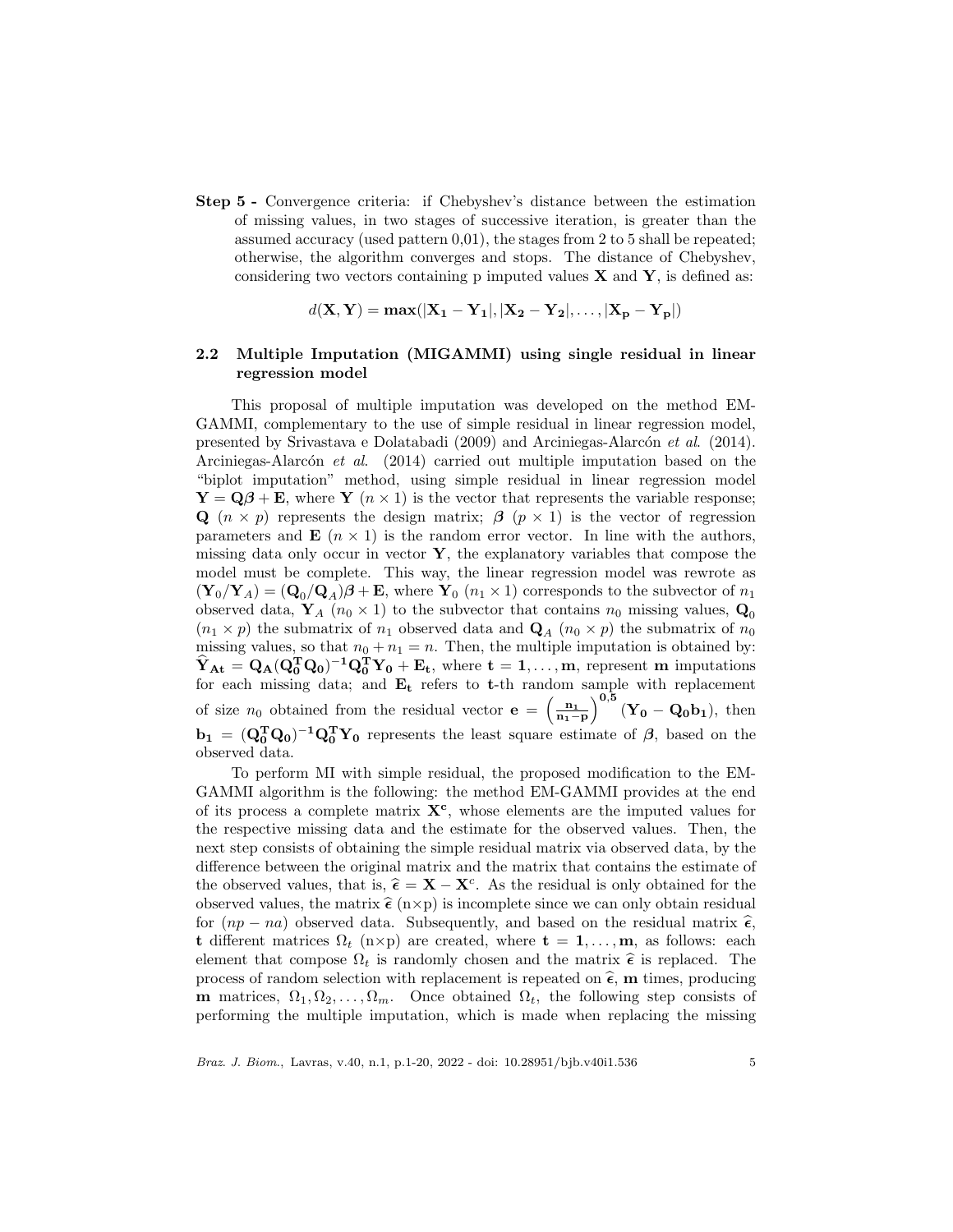**Step 5 -** Convergence criteria: if Chebyshev's distance between the estimation of missing values, in two stages of successive iteration, is greater than the assumed accuracy (used pattern 0,01), the stages from 2 to 5 shall be repeated; otherwise, the algorithm converges and stops. The distance of Chebyshev, considering two vectors containing p imputed values $\mathbf{X}$ and $\mathbf{Y}$, is defined as:

$$d(\mathbf{X}, \mathbf{Y}) = \mathbf{max}(|\mathbf{X_1} - \mathbf{Y_1}|, |\mathbf{X_2} - \mathbf{Y_2}|, \ldots, |\mathbf{X_p} - \mathbf{Y_p}|)$$

## 2.2 Multiple Imputation (MIGAMMI) using single residual in linear regression model

This proposal of multiple imputation was developed on the method EM-GAMMI, complementary to the use of simple residual in linear regression model, presented by Srivastava e Dolatabadi (2009) and Arciniegas-Alarcón *et al.* (2014). Arciniegas-Alarcón *et al.* (2014) carried out multiple imputation based on the "biplot imputation" method, using simple residual in linear regression model $\mathbf{Y} = \mathbf{Q}\boldsymbol{\beta} + \mathbf{E}$, where $\mathbf{Y}$ $(n \times 1)$ is the vector that represents the variable response; $\mathbf{Q}$ $(n \times p)$ represents the design matrix; $\boldsymbol{\beta}$ $(p \times 1)$ is the vector of regression parameters and $\mathbf{E}$ $(n \times 1)$ is the random error vector. In line with the authors, missing data only occur in vector $\mathbf{Y}$, the explanatory variables that compose the model must be complete. This way, the linear regression model was rewrote as $(\mathbf{Y}_0/\mathbf{Y}_A) = (\mathbf{Q}_0/\mathbf{Q}_A)\boldsymbol{\beta} + \mathbf{E}$, where $\mathbf{Y}_0$ $(n_1 \times 1)$ corresponds to the subvector of $n_1$ observed data, $\mathbf{Y}_A$ $(n_0 \times 1)$ to the subvector that contains $n_0$ missing values, $\mathbf{Q}_0$ $(n_1 \times p)$ the submatrix of $n_1$ observed data and $\mathbf{Q}_A$ $(n_0 \times p)$ the submatrix of $n_0$ missing values, so that $n_0 + n_1 = n$. Then, the multiple imputation is obtained by: $\widehat{\mathbf{Y}}_{\mathbf{At}} = \mathbf{Q_A}(\mathbf{Q_0^T}\mathbf{Q_0})^{-1}\mathbf{Q_0^T}\mathbf{Y_0} + \mathbf{E_t}$, where $\mathbf{t} = \mathbf{1}, \ldots, \mathbf{m}$, represent $\mathbf{m}$ imputations for each missing data; and $\mathbf{E_t}$ refers to $\mathbf{t}$-th random sample with replacement of size $n_0$ obtained from the residual vector $\mathbf{e} = \left(\frac{\mathbf{n_1}}{\mathbf{n_1} - \mathbf{p}}\right)^{\mathbf{0,5}} (\mathbf{Y_0} - \mathbf{Q_0}\mathbf{b_1})$, then $\mathbf{b_1} = (\mathbf{Q_0^T}\mathbf{Q_0})^{-1}\mathbf{Q_0^T}\mathbf{Y_0}$ represents the least square estimate of $\boldsymbol{\beta}$, based on the observed data.

To perform MI with simple residual, the proposed modification to the EM-GAMMI algorithm is the following: the method EM-GAMMI provides at the end of its process a complete matrix $\mathbf{X^c}$, whose elements are the imputed values for the respective missing data and the estimate for the observed values. Then, the next step consists of obtaining the simple residual matrix via observed data, by the difference between the original matrix and the matrix that contains the estimate of the observed values, that is, $\widehat{\boldsymbol{\epsilon}} = \mathbf{X} - \mathbf{X}^c$. As the residual is only obtained for the observed values, the matrix $\widehat{\boldsymbol{\epsilon}}$ (n×p) is incomplete since we can only obtain residual for $(np - na)$ observed data. Subsequently, and based on the residual matrix $\widehat{\boldsymbol{\epsilon}}$, $\mathbf{t}$ different matrices $\Omega_t$ (n×p) are created, where $\mathbf{t} = \mathbf{1}, \ldots, \mathbf{m}$, as follows: each element that compose $\Omega_t$ is randomly chosen and the matrix $\widehat{\boldsymbol{\epsilon}}$ is replaced. The process of random selection with replacement is repeated on $\widehat{\boldsymbol{\epsilon}}$, $\mathbf{m}$ times, producing $\mathbf{m}$ matrices, $\Omega_1, \Omega_2, \ldots, \Omega_m$. Once obtained $\Omega_t$, the following step consists of performing the multiple imputation, which is made when replacing the missing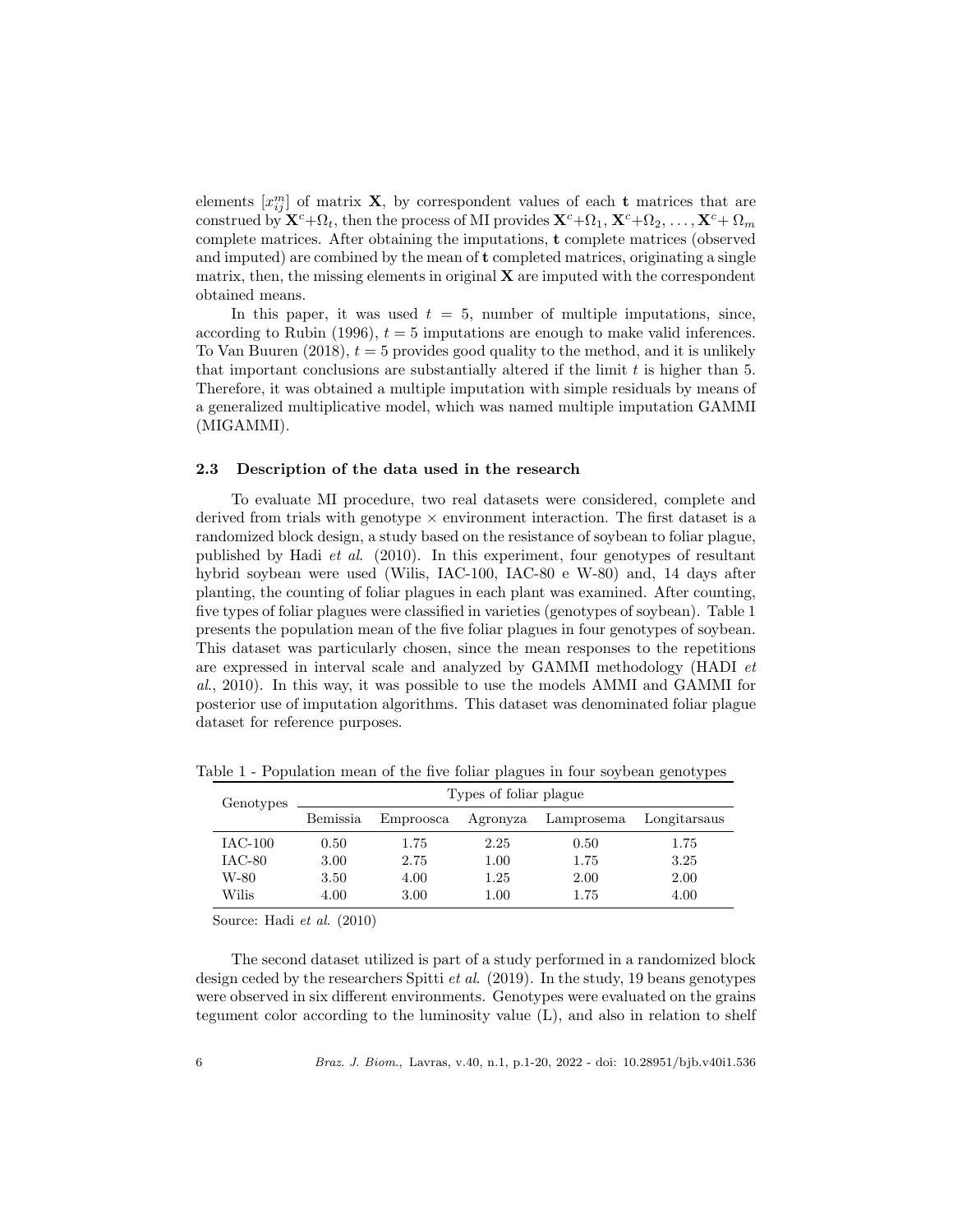elements $[x_{ij}^m]$ of matrix $\mathbf{X}$, by correspondent values of each $\mathbf{t}$ matrices that are construed by $\mathbf{X}^c+\Omega_t$, then the process of MI provides $\mathbf{X}^c+\Omega_1, \mathbf{X}^c+\Omega_2, \ldots, \mathbf{X}^c+\Omega_m$ complete matrices. After obtaining the imputations, $\mathbf{t}$ complete matrices (observed and imputed) are combined by the mean of $\mathbf{t}$ completed matrices, originating a single matrix, then, the missing elements in original $\mathbf{X}$ are imputed with the correspondent obtained means.

In this paper, it was used $t = 5$, number of multiple imputations, since, according to Rubin (1996), $t = 5$ imputations are enough to make valid inferences. To Van Buuren (2018), $t = 5$ provides good quality to the method, and it is unlikely that important conclusions are substantially altered if the limit $t$ is higher than 5. Therefore, it was obtained a multiple imputation with simple residuals by means of a generalized multiplicative model, which was named multiple imputation GAMMI (MIGAMMI).

### 2.3 Description of the data used in the research

To evaluate MI procedure, two real datasets were considered, complete and derived from trials with genotype × environment interaction. The first dataset is a randomized block design, a study based on the resistance of soybean to foliar plague, published by Hadi *et al*. (2010). In this experiment, four genotypes of resultant hybrid soybean were used (Wilis, IAC-100, IAC-80 e W-80) and, 14 days after planting, the counting of foliar plagues in each plant was examined. After counting, five types of foliar plagues were classified in varieties (genotypes of soybean). Table 1 presents the population mean of the five foliar plagues in four genotypes of soybean. This dataset was particularly chosen, since the mean responses to the repetitions are expressed in interval scale and analyzed by GAMMI methodology (HADI *et al*., 2010). In this way, it was possible to use the models AMMI and GAMMI for posterior use of imputation algorithms. This dataset was denominated foliar plague dataset for reference purposes.

Table 1 - Population mean of the five foliar plagues in four soybean genotypes

| Genotypes | Types of foliar plague | | | | |
|---|---|---|---|---|---|
| | Bemissia | Emproosca | Agronyza | Lamprosema | Longitarsaus |
| IAC-100 | 0.50 | 1.75 | 2.25 | 0.50 | 1.75 |
| IAC-80 | 3.00 | 2.75 | 1.00 | 1.75 | 3.25 |
| W-80 | 3.50 | 4.00 | 1.25 | 2.00 | 2.00 |
| Wilis | 4.00 | 3.00 | 1.00 | 1.75 | 4.00 |

Source: Hadi *et al*. (2010)

The second dataset utilized is part of a study performed in a randomized block design ceded by the researchers Spitti *et al*. (2019). In the study, 19 beans genotypes were observed in six different environments. Genotypes were evaluated on the grains tegument color according to the luminosity value (L), and also in relation to shelf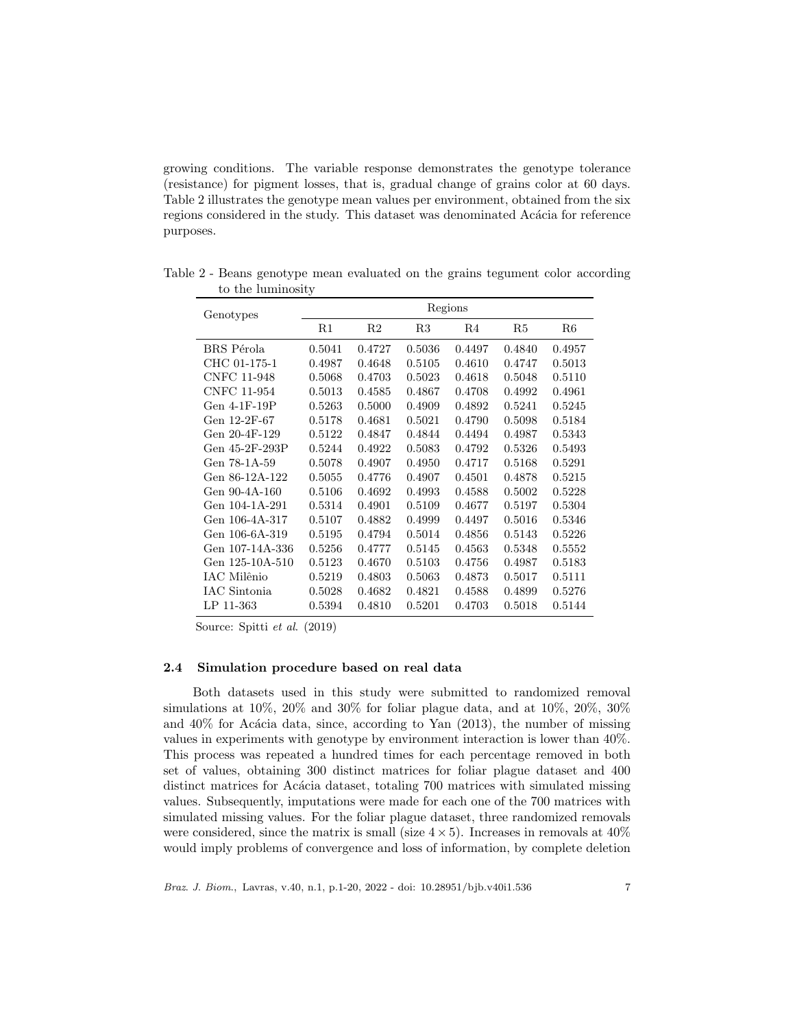growing conditions. The variable response demonstrates the genotype tolerance (resistance) for pigment losses, that is, gradual change of grains color at 60 days. Table 2 illustrates the genotype mean values per environment, obtained from the six regions considered in the study. This dataset was denominated Acácia for reference purposes.

Table 2 - Beans genotype mean evaluated on the grains tegument color according to the luminosity

| Genotypes | Regions | | | | | |
|---|---|---|---|---|---|---|
| | R1 | R2 | R3 | R4 | R5 | R6 |
| BRS Pérola | 0.5041 | 0.4727 | 0.5036 | 0.4497 | 0.4840 | 0.4957 |
| CHC 01-175-1 | 0.4987 | 0.4648 | 0.5105 | 0.4610 | 0.4747 | 0.5013 |
| CNFC 11-948 | 0.5068 | 0.4703 | 0.5023 | 0.4618 | 0.5048 | 0.5110 |
| CNFC 11-954 | 0.5013 | 0.4585 | 0.4867 | 0.4708 | 0.4992 | 0.4961 |
| Gen 4-1F-19P | 0.5263 | 0.5000 | 0.4909 | 0.4892 | 0.5241 | 0.5245 |
| Gen 12-2F-67 | 0.5178 | 0.4681 | 0.5021 | 0.4790 | 0.5098 | 0.5184 |
| Gen 20-4F-129 | 0.5122 | 0.4847 | 0.4844 | 0.4494 | 0.4987 | 0.5343 |
| Gen 45-2F-293P | 0.5244 | 0.4922 | 0.5083 | 0.4792 | 0.5326 | 0.5493 |
| Gen 78-1A-59 | 0.5078 | 0.4907 | 0.4950 | 0.4717 | 0.5168 | 0.5291 |
| Gen 86-12A-122 | 0.5055 | 0.4776 | 0.4907 | 0.4501 | 0.4878 | 0.5215 |
| Gen 90-4A-160 | 0.5106 | 0.4692 | 0.4993 | 0.4588 | 0.5002 | 0.5228 |
| Gen 104-1A-291 | 0.5314 | 0.4901 | 0.5109 | 0.4677 | 0.5197 | 0.5304 |
| Gen 106-4A-317 | 0.5107 | 0.4882 | 0.4999 | 0.4497 | 0.5016 | 0.5346 |
| Gen 106-6A-319 | 0.5195 | 0.4794 | 0.5014 | 0.4856 | 0.5143 | 0.5226 |
| Gen 107-14A-336 | 0.5256 | 0.4777 | 0.5145 | 0.4563 | 0.5348 | 0.5552 |
| Gen 125-10A-510 | 0.5123 | 0.4670 | 0.5103 | 0.4756 | 0.4987 | 0.5183 |
| IAC Milênio | 0.5219 | 0.4803 | 0.5063 | 0.4873 | 0.5017 | 0.5111 |
| IAC Sintonia | 0.5028 | 0.4682 | 0.4821 | 0.4588 | 0.4899 | 0.5276 |
| LP 11-363 | 0.5394 | 0.4810 | 0.5201 | 0.4703 | 0.5018 | 0.5144 |

Source: Spitti *et al.* (2019)

### 2.4 Simulation procedure based on real data

Both datasets used in this study were submitted to randomized removal simulations at 10%, 20% and 30% for foliar plague data, and at 10%, 20%, 30% and 40% for Acácia data, since, according to Yan (2013), the number of missing values in experiments with genotype by environment interaction is lower than 40%. This process was repeated a hundred times for each percentage removed in both set of values, obtaining 300 distinct matrices for foliar plague dataset and 400 distinct matrices for Acácia dataset, totaling 700 matrices with simulated missing values. Subsequently, imputations were made for each one of the 700 matrices with simulated missing values. For the foliar plague dataset, three randomized removals were considered, since the matrix is small (size $4 \times 5$). Increases in removals at 40% would imply problems of convergence and loss of information, by complete deletion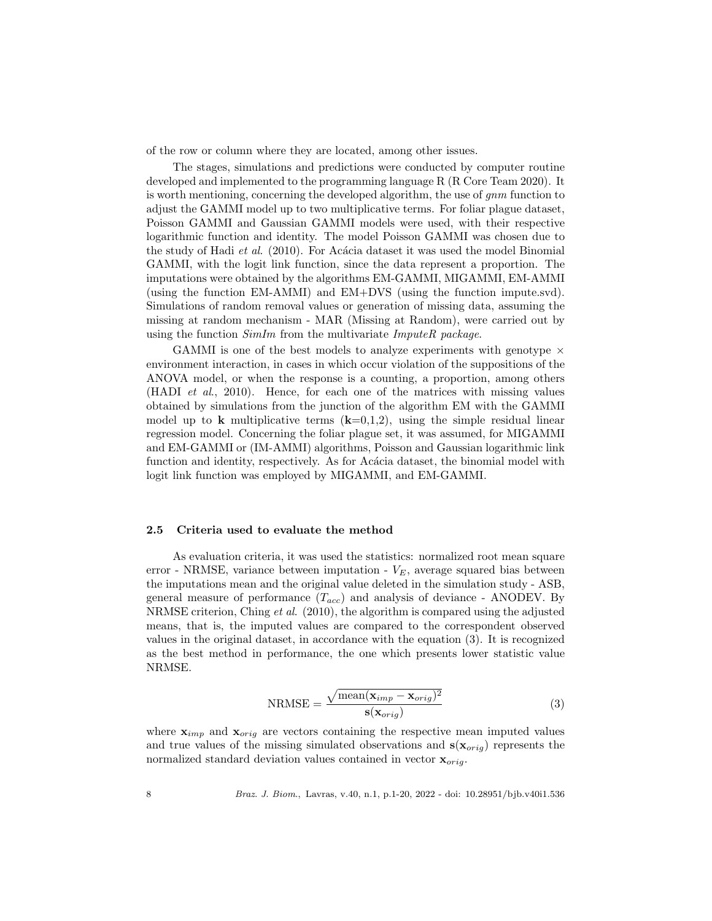of the row or column where they are located, among other issues.

The stages, simulations and predictions were conducted by computer routine developed and implemented to the programming language R (R Core Team 2020). It is worth mentioning, concerning the developed algorithm, the use of *gnm* function to adjust the GAMMI model up to two multiplicative terms. For foliar plague dataset, Poisson GAMMI and Gaussian GAMMI models were used, with their respective logarithmic function and identity. The model Poisson GAMMI was chosen due to the study of Hadi *et al*. (2010). For Acácia dataset it was used the model Binomial GAMMI, with the logit link function, since the data represent a proportion. The imputations were obtained by the algorithms EM-GAMMI, MIGAMMI, EM-AMMI (using the function EM-AMMI) and EM+DVS (using the function impute.svd). Simulations of random removal values or generation of missing data, assuming the missing at random mechanism - MAR (Missing at Random), were carried out by using the function *SimIm* from the multivariate *ImputeR package*.

GAMMI is one of the best models to analyze experiments with genotype $\times$ environment interaction, in cases in which occur violation of the suppositions of the ANOVA model, or when the response is a counting, a proportion, among others (HADI *et al*., 2010). Hence, for each one of the matrices with missing values obtained by simulations from the junction of the algorithm EM with the GAMMI model up to **k** multiplicative terms (**k**=0,1,2), using the simple residual linear regression model. Concerning the foliar plague set, it was assumed, for MIGAMMI and EM-GAMMI or (IM-AMMI) algorithms, Poisson and Gaussian logarithmic link function and identity, respectively. As for Acácia dataset, the binomial model with logit link function was employed by MIGAMMI, and EM-GAMMI.

### 2.5 Criteria used to evaluate the method

As evaluation criteria, it was used the statistics: normalized root mean square error - NRMSE, variance between imputation - $V_E$, average squared bias between the imputations mean and the original value deleted in the simulation study - ASB, general measure of performance ($T_{acc}$) and analysis of deviance - ANODEV. By NRMSE criterion, Ching *et al*. (2010), the algorithm is compared using the adjusted means, that is, the imputed values are compared to the correspondent observed values in the original dataset, in accordance with the equation (3). It is recognized as the best method in performance, the one which presents lower statistic value NRMSE.

$$\text{NRMSE} = \frac{\sqrt{\text{mean}(\mathbf{x}_{imp} - \mathbf{x}_{orig})^2}}{\mathbf{s}(\mathbf{x}_{orig})} \tag{3}$$

where $\mathbf{x}_{imp}$ and $\mathbf{x}_{orig}$ are vectors containing the respective mean imputed values and true values of the missing simulated observations and $\mathbf{s}(\mathbf{x}_{orig})$ represents the normalized standard deviation values contained in vector $\mathbf{x}_{orig}$.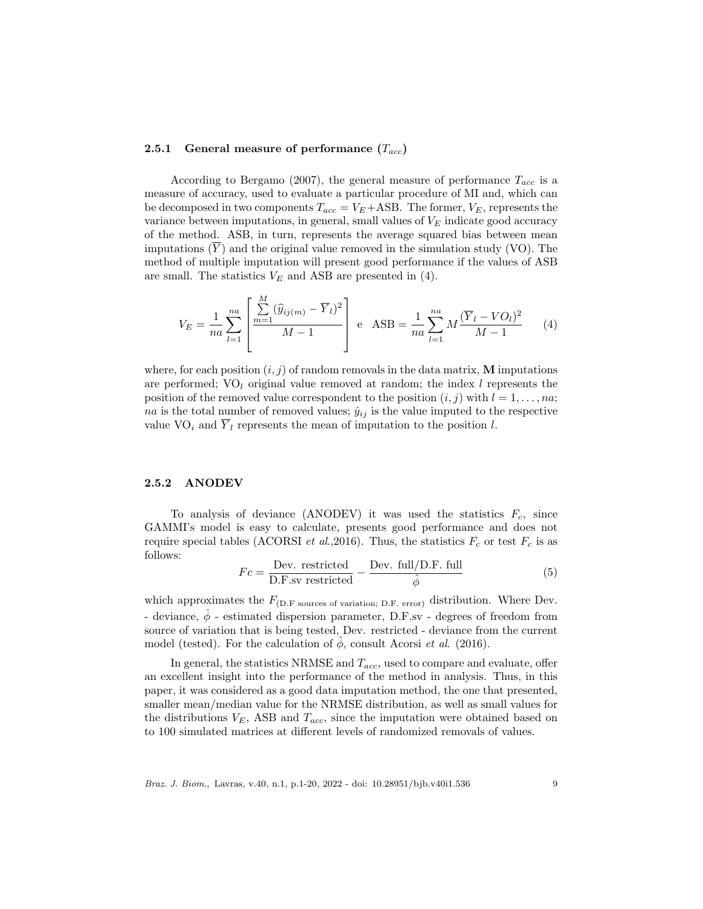### 2.5.1 General measure of performance ($T_{acc}$)

According to Bergamo (2007), the general measure of performance $T_{acc}$ is a measure of accuracy, used to evaluate a particular procedure of MI and, which can be decomposed in two components $T_{acc} = V_E$+ASB. The former, $V_E$, represents the variance between imputations, in general, small values of $V_E$ indicate good accuracy of the method. ASB, in turn, represents the average squared bias between mean imputations ($\overline{Y}$) and the original value removed in the simulation study (VO). The method of multiple imputation will present good performance if the values of ASB are small. The statistics $V_E$ and ASB are presented in (4).

$$V_E = \frac{1}{na}\sum_{l=1}^{na}\left[\frac{\sum_{m=1}^{M}(\widehat{y}_{ij(m)} - \overline{Y}_l)^2}{M-1}\right] \text{ e } \text{ASB} = \frac{1}{na}\sum_{l=1}^{na} M\frac{(\overline{Y}_l - VO_l)^2}{M-1} \tag{4}$$

where, for each position $(i, j)$ of random removals in the data matrix, **M** imputations are performed; $\text{VO}_l$ original value removed at random; the index $l$ represents the position of the removed value correspondent to the position $(i, j)$ with $l = 1, \ldots, na$; $na$ is the total number of removed values; $\hat{y}_{ij}$ is the value imputed to the respective value $\text{VO}_i$ and $\overline{Y}_l$ represents the mean of imputation to the position $l$.

### 2.5.2 ANODEV

To analysis of deviance (ANODEV) it was used the statistics $F_c$, since GAMMI's model is easy to calculate, presents good performance and does not require special tables (ACORSI *et al.*,2016). Thus, the statistics $F_c$ or test $F_c$ is as follows:

$$Fc = \frac{\text{Dev. restricted}}{\text{D.F.sv restricted}} - \frac{\text{Dev. full/D.F. full}}{\hat{\phi}} \tag{5}$$

which approximates the $F_{(\text{D.F sources of variation; D.F. error})}$ distribution. Where Dev. - deviance, $\hat{\phi}$ - estimated dispersion parameter, D.F.sv - degrees of freedom from source of variation that is being tested, Dev. restricted - deviance from the current model (tested). For the calculation of $\hat{\phi}$, consult Acorsi *et al*. (2016).

In general, the statistics NRMSE and $T_{acc}$, used to compare and evaluate, offer an excellent insight into the performance of the method in analysis. Thus, in this paper, it was considered as a good data imputation method, the one that presented, smaller mean/median value for the NRMSE distribution, as well as small values for the distributions $V_E$, ASB and $T_{acc}$, since the imputation were obtained based on to 100 simulated matrices at different levels of randomized removals of values.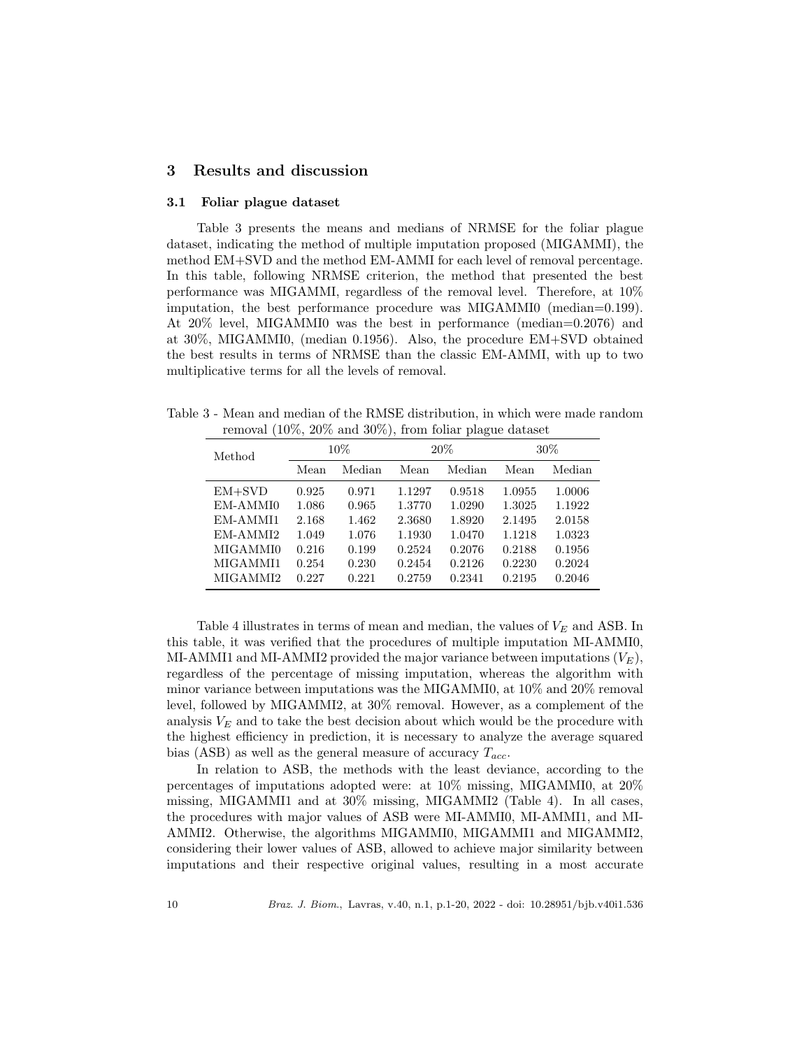## 3 Results and discussion

### 3.1 Foliar plague dataset

Table 3 presents the means and medians of NRMSE for the foliar plague dataset, indicating the method of multiple imputation proposed (MIGAMMI), the method EM+SVD and the method EM-AMMI for each level of removal percentage. In this table, following NRMSE criterion, the method that presented the best performance was MIGAMMI, regardless of the removal level. Therefore, at 10% imputation, the best performance procedure was MIGAMMI0 (median=0.199). At 20% level, MIGAMMI0 was the best in performance (median=0.2076) and at 30%, MIGAMMI0, (median 0.1956). Also, the procedure EM+SVD obtained the best results in terms of NRMSE than the classic EM-AMMI, with up to two multiplicative terms for all the levels of removal.

Table 3 - Mean and median of the RMSE distribution, in which were made random removal (10%, 20% and 30%), from foliar plague dataset

| Method | 10% | | 20% | | 30% | |
|---|---|---|---|---|---|---|
| | Mean | Median | Mean | Median | Mean | Median |
| EM+SVD | 0.925 | 0.971 | 1.1297 | 0.9518 | 1.0955 | 1.0006 |
| EM-AMMI0 | 1.086 | 0.965 | 1.3770 | 1.0290 | 1.3025 | 1.1922 |
| EM-AMMI1 | 2.168 | 1.462 | 2.3680 | 1.8920 | 2.1495 | 2.0158 |
| EM-AMMI2 | 1.049 | 1.076 | 1.1930 | 1.0470 | 1.1218 | 1.0323 |
| MIGAMMI0 | 0.216 | 0.199 | 0.2524 | 0.2076 | 0.2188 | 0.1956 |
| MIGAMMI1 | 0.254 | 0.230 | 0.2454 | 0.2126 | 0.2230 | 0.2024 |
| MIGAMMI2 | 0.227 | 0.221 | 0.2759 | 0.2341 | 0.2195 | 0.2046 |

Table 4 illustrates in terms of mean and median, the values of $V_E$ and ASB. In this table, it was verified that the procedures of multiple imputation MI-AMMI0, MI-AMMI1 and MI-AMMI2 provided the major variance between imputations ($V_E$), regardless of the percentage of missing imputation, whereas the algorithm with minor variance between imputations was the MIGAMMI0, at 10% and 20% removal level, followed by MIGAMMI2, at 30% removal. However, as a complement of the analysis $V_E$ and to take the best decision about which would be the procedure with the highest efficiency in prediction, it is necessary to analyze the average squared bias (ASB) as well as the general measure of accuracy $T_{acc}$.

In relation to ASB, the methods with the least deviance, according to the percentages of imputations adopted were: at 10% missing, MIGAMMI0, at 20% missing, MIGAMMI1 and at 30% missing, MIGAMMI2 (Table 4). In all cases, the procedures with major values of ASB were MI-AMMI0, MI-AMMI1, and MI-AMMI2. Otherwise, the algorithms MIGAMMI0, MIGAMMI1 and MIGAMMI2, considering their lower values of ASB, allowed to achieve major similarity between imputations and their respective original values, resulting in a most accurate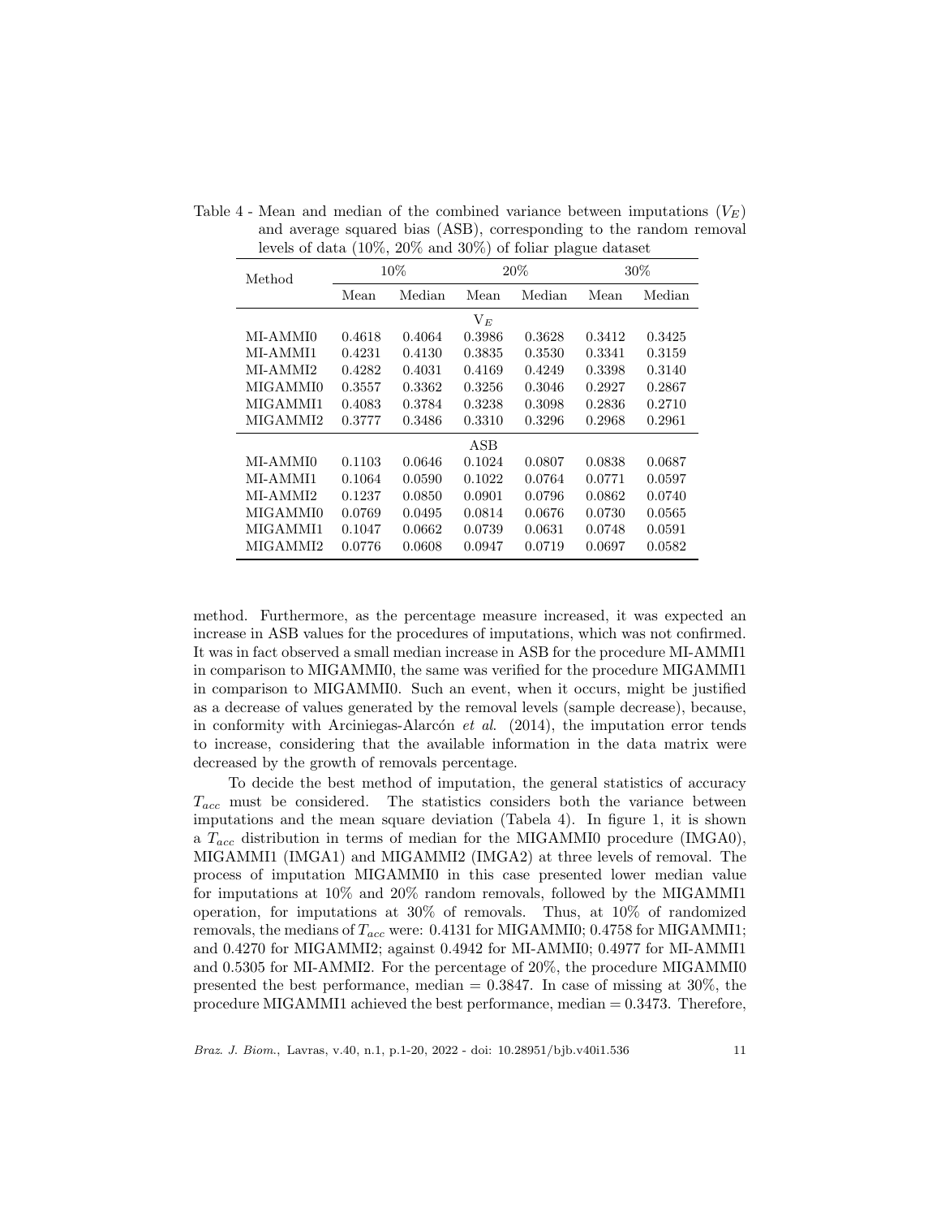Table 4 - Mean and median of the combined variance between imputations ($V_E$) and average squared bias (ASB), corresponding to the random removal levels of data (10%, 20% and 30%) of foliar plague dataset

| Method | 10% | | 20% | | 30% | |
|---|---|---|---|---|---|---|
| | Mean | Median | Mean | Median | Mean | Median |
| | | | $V_E$ | | | |
| MI-AMMI0 | 0.4618 | 0.4064 | 0.3986 | 0.3628 | 0.3412 | 0.3425 |
| MI-AMMI1 | 0.4231 | 0.4130 | 0.3835 | 0.3530 | 0.3341 | 0.3159 |
| MI-AMMI2 | 0.4282 | 0.4031 | 0.4169 | 0.4249 | 0.3398 | 0.3140 |
| MIGAMMI0 | 0.3557 | 0.3362 | 0.3256 | 0.3046 | 0.2927 | 0.2867 |
| MIGAMMI1 | 0.4083 | 0.3784 | 0.3238 | 0.3098 | 0.2836 | 0.2710 |
| MIGAMMI2 | 0.3777 | 0.3486 | 0.3310 | 0.3296 | 0.2968 | 0.2961 |
| | | | ASB | | | |
| MI-AMMI0 | 0.1103 | 0.0646 | 0.1024 | 0.0807 | 0.0838 | 0.0687 |
| MI-AMMI1 | 0.1064 | 0.0590 | 0.1022 | 0.0764 | 0.0771 | 0.0597 |
| MI-AMMI2 | 0.1237 | 0.0850 | 0.0901 | 0.0796 | 0.0862 | 0.0740 |
| MIGAMMI0 | 0.0769 | 0.0495 | 0.0814 | 0.0676 | 0.0730 | 0.0565 |
| MIGAMMI1 | 0.1047 | 0.0662 | 0.0739 | 0.0631 | 0.0748 | 0.0591 |
| MIGAMMI2 | 0.0776 | 0.0608 | 0.0947 | 0.0719 | 0.0697 | 0.0582 |

method. Furthermore, as the percentage measure increased, it was expected an increase in ASB values for the procedures of imputations, which was not confirmed. It was in fact observed a small median increase in ASB for the procedure MI-AMMI1 in comparison to MIGAMMI0, the same was verified for the procedure MIGAMMI1 in comparison to MIGAMMI0. Such an event, when it occurs, might be justified as a decrease of values generated by the removal levels (sample decrease), because, in conformity with Arciniegas-Alarcón *et al*. (2014), the imputation error tends to increase, considering that the available information in the data matrix were decreased by the growth of removals percentage.

To decide the best method of imputation, the general statistics of accuracy $T_{acc}$ must be considered. The statistics considers both the variance between imputations and the mean square deviation (Tabela 4). In figure 1, it is shown a $T_{acc}$ distribution in terms of median for the MIGAMMI0 procedure (IMGA0), MIGAMMI1 (IMGA1) and MIGAMMI2 (IMGA2) at three levels of removal. The process of imputation MIGAMMI0 in this case presented lower median value for imputations at 10% and 20% random removals, followed by the MIGAMMI1 operation, for imputations at 30% of removals. Thus, at 10% of randomized removals, the medians of $T_{acc}$ were: 0.4131 for MIGAMMI0; 0.4758 for MIGAMMI1; and 0.4270 for MIGAMMI2; against 0.4942 for MI-AMMI0; 0.4977 for MI-AMMI1 and 0.5305 for MI-AMMI2. For the percentage of 20%, the procedure MIGAMMI0 presented the best performance, median = 0.3847. In case of missing at 30%, the procedure MIGAMMI1 achieved the best performance, median = 0.3473. Therefore,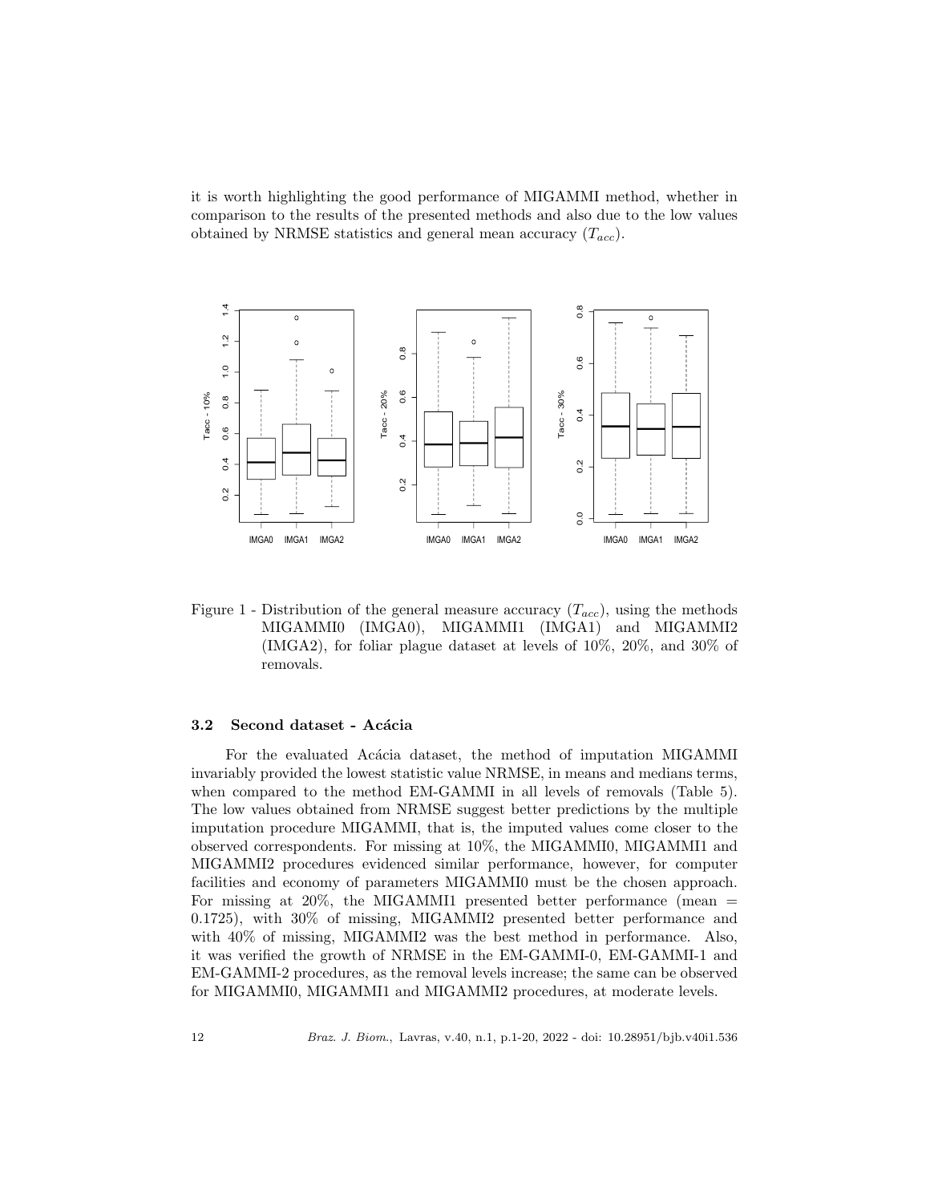it is worth highlighting the good performance of MIGAMMI method, whether in comparison to the results of the presented methods and also due to the low values obtained by NRMSE statistics and general mean accuracy ($T_{acc}$).

Figure 1 - Distribution of the general measure accuracy ($T_{acc}$), using the methods MIGAMMI0 (IMGA0), MIGAMMI1 (IMGA1) and MIGAMMI2 (IMGA2), for foliar plague dataset at levels of 10%, 20%, and 30% of removals.

### 3.2 Second dataset - Acácia

For the evaluated Acácia dataset, the method of imputation MIGAMMI invariably provided the lowest statistic value NRMSE, in means and medians terms, when compared to the method EM-GAMMI in all levels of removals (Table 5). The low values obtained from NRMSE suggest better predictions by the multiple imputation procedure MIGAMMI, that is, the imputed values come closer to the observed correspondents. For missing at 10%, the MIGAMMI0, MIGAMMI1 and MIGAMMI2 procedures evidenced similar performance, however, for computer facilities and economy of parameters MIGAMMI0 must be the chosen approach. For missing at 20%, the MIGAMMI1 presented better performance (mean = 0.1725), with 30% of missing, MIGAMMI2 presented better performance and with 40% of missing, MIGAMMI2 was the best method in performance. Also, it was verified the growth of NRMSE in the EM-GAMMI-0, EM-GAMMI-1 and EM-GAMMI-2 procedures, as the removal levels increase; the same can be observed for MIGAMMI0, MIGAMMI1 and MIGAMMI2 procedures, at moderate levels.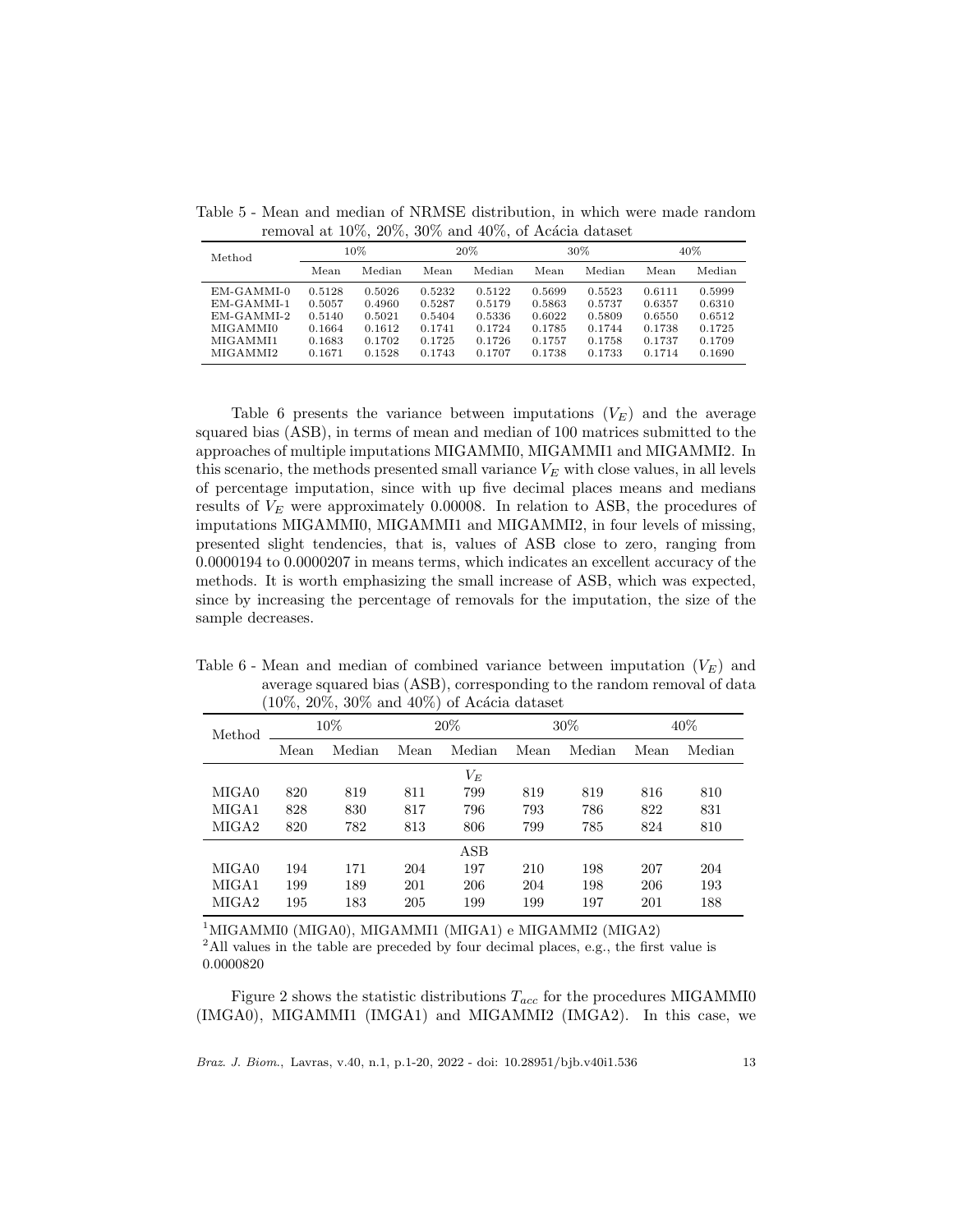Table 5 - Mean and median of NRMSE distribution, in which were made random removal at 10%, 20%, 30% and 40%, of Acácia dataset

| Method | 10% | | 20% | | 30% | | 40% | |
|---|---|---|---|---|---|---|---|---|
| | Mean | Median | Mean | Median | Mean | Median | Mean | Median |
| EM-GAMMI-0 | 0.5128 | 0.5026 | 0.5232 | 0.5122 | 0.5699 | 0.5523 | 0.6111 | 0.5999 |
| EM-GAMMI-1 | 0.5057 | 0.4960 | 0.5287 | 0.5179 | 0.5863 | 0.5737 | 0.6357 | 0.6310 |
| EM-GAMMI-2 | 0.5140 | 0.5021 | 0.5404 | 0.5336 | 0.6022 | 0.5809 | 0.6550 | 0.6512 |
| MIGAMMI0 | 0.1664 | 0.1612 | 0.1741 | 0.1724 | 0.1785 | 0.1744 | 0.1738 | 0.1725 |
| MIGAMMI1 | 0.1683 | 0.1702 | 0.1725 | 0.1726 | 0.1757 | 0.1758 | 0.1737 | 0.1709 |
| MIGAMMI2 | 0.1671 | 0.1528 | 0.1743 | 0.1707 | 0.1738 | 0.1733 | 0.1714 | 0.1690 |

Table 6 presents the variance between imputations ($V_E$) and the average squared bias (ASB), in terms of mean and median of 100 matrices submitted to the approaches of multiple imputations MIGAMMI0, MIGAMMI1 and MIGAMMI2. In this scenario, the methods presented small variance $V_E$ with close values, in all levels of percentage imputation, since with up five decimal places means and medians results of $V_E$ were approximately 0.00008. In relation to ASB, the procedures of imputations MIGAMMI0, MIGAMMI1 and MIGAMMI2, in four levels of missing, presented slight tendencies, that is, values of ASB close to zero, ranging from 0.0000194 to 0.0000207 in means terms, which indicates an excellent accuracy of the methods. It is worth emphasizing the small increase of ASB, which was expected, since by increasing the percentage of removals for the imputation, the size of the sample decreases.

Table 6 - Mean and median of combined variance between imputation ($V_E$) and average squared bias (ASB), corresponding to the random removal of data (10%, 20%, 30% and 40%) of Acácia dataset

| Method | 10% | | 20% | | 30% | | 40% | |
|---|---|---|---|---|---|---|---|---|
| | Mean | Median | Mean | Median | Mean | Median | Mean | Median |
| | | | | $V_E$ | | | | |
| MIGA0 | 820 | 819 | 811 | 799 | 819 | 819 | 816 | 810 |
| MIGA1 | 828 | 830 | 817 | 796 | 793 | 786 | 822 | 831 |
| MIGA2 | 820 | 782 | 813 | 806 | 799 | 785 | 824 | 810 |
| | | | | ASB | | | | |
| MIGA0 | 194 | 171 | 204 | 197 | 210 | 198 | 207 | 204 |
| MIGA1 | 199 | 189 | 201 | 206 | 204 | 198 | 206 | 193 |
| MIGA2 | 195 | 183 | 205 | 199 | 199 | 197 | 201 | 188 |

[1]MIGAMMI0 (MIGA0), MIGAMMI1 (MIGA1) e MIGAMMI2 (MIGA2)

[2]All values in the table are preceded by four decimal places, e.g., the first value is 0.0000820

Figure 2 shows the statistic distributions $T_{acc}$ for the procedures MIGAMMI0 (IMGA0), MIGAMMI1 (IMGA1) and MIGAMMI2 (IMGA2). In this case, we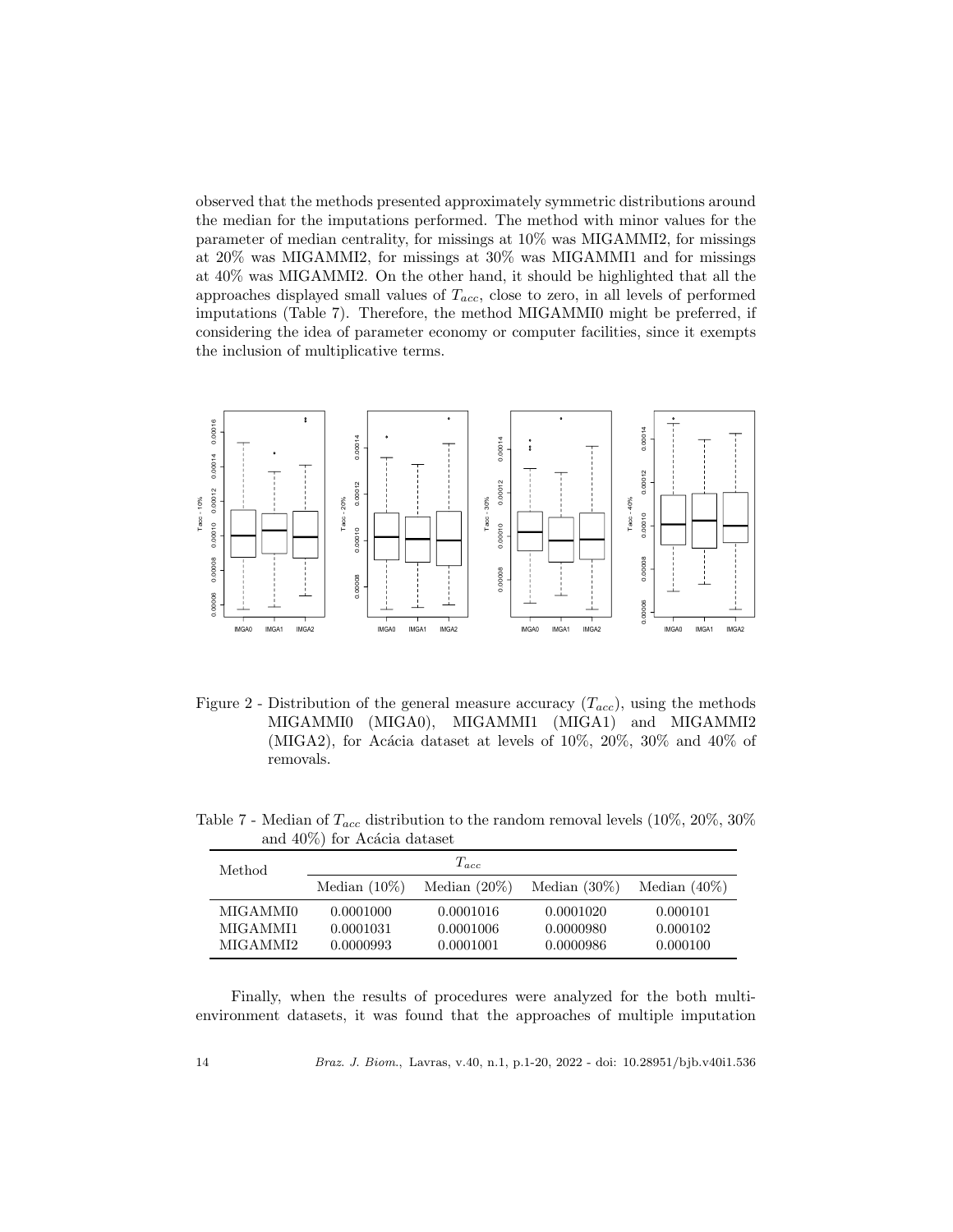observed that the methods presented approximately symmetric distributions around the median for the imputations performed. The method with minor values for the parameter of median centrality, for missings at 10% was MIGAMMI2, for missings at 20% was MIGAMMI2, for missings at 30% was MIGAMMI1 and for missings at 40% was MIGAMMI2. On the other hand, it should be highlighted that all the approaches displayed small values of $T_{acc}$, close to zero, in all levels of performed imputations (Table 7). Therefore, the method MIGAMMI0 might be preferred, if considering the idea of parameter economy or computer facilities, since it exempts the inclusion of multiplicative terms.

Figure 2 - Distribution of the general measure accuracy ($T_{acc}$), using the methods MIGAMMI0 (MIGA0), MIGAMMI1 (MIGA1) and MIGAMMI2 (MIGA2), for Acácia dataset at levels of 10%, 20%, 30% and 40% of removals.

Table 7 - Median of $T_{acc}$ distribution to the random removal levels (10%, 20%, 30% and 40%) for Acácia dataset

| Method | $T_{acc}$ | | | |
|---|---|---|---|---|
| | Median (10%) | Median (20%) | Median (30%) | Median (40%) |
| MIGAMMI0 | 0.0001000 | 0.0001016 | 0.0001020 | 0.000101 |
| MIGAMMI1 | 0.0001031 | 0.0001006 | 0.0000980 | 0.000102 |
| MIGAMMI2 | 0.0000993 | 0.0001001 | 0.0000986 | 0.000100 |

Finally, when the results of procedures were analyzed for the both multi-environment datasets, it was found that the approaches of multiple imputation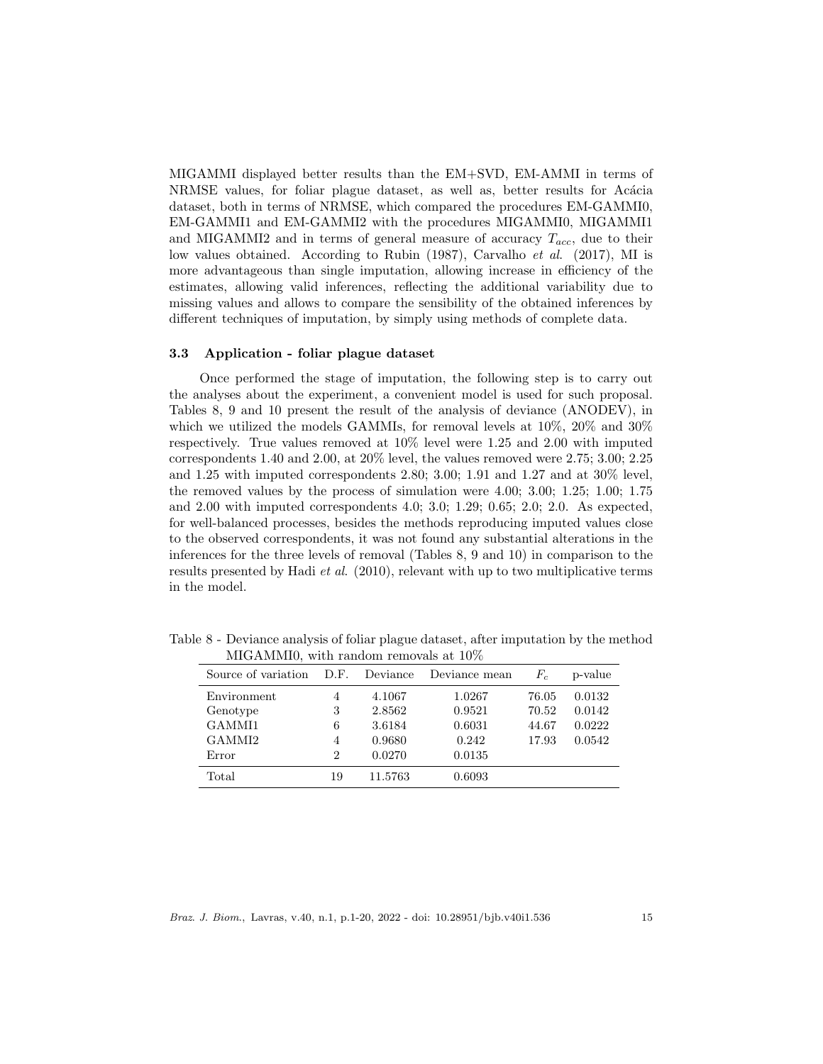MIGAMMI displayed better results than the EM+SVD, EM-AMMI in terms of NRMSE values, for foliar plague dataset, as well as, better results for Acácia dataset, both in terms of NRMSE, which compared the procedures EM-GAMMI0, EM-GAMMI1 and EM-GAMMI2 with the procedures MIGAMMI0, MIGAMMI1 and MIGAMMI2 and in terms of general measure of accuracy $T_{acc}$, due to their low values obtained. According to Rubin (1987), Carvalho *et al.* (2017), MI is more advantageous than single imputation, allowing increase in efficiency of the estimates, allowing valid inferences, reflecting the additional variability due to missing values and allows to compare the sensibility of the obtained inferences by different techniques of imputation, by simply using methods of complete data.

### 3.3 Application - foliar plague dataset

Once performed the stage of imputation, the following step is to carry out the analyses about the experiment, a convenient model is used for such proposal. Tables 8, 9 and 10 present the result of the analysis of deviance (ANODEV), in which we utilized the models GAMMIs, for removal levels at 10%, 20% and 30% respectively. True values removed at 10% level were 1.25 and 2.00 with imputed correspondents 1.40 and 2.00, at 20% level, the values removed were 2.75; 3.00; 2.25 and 1.25 with imputed correspondents 2.80; 3.00; 1.91 and 1.27 and at 30% level, the removed values by the process of simulation were 4.00; 3.00; 1.25; 1.00; 1.75 and 2.00 with imputed correspondents 4.0; 3.0; 1.29; 0.65; 2.0; 2.0. As expected, for well-balanced processes, besides the methods reproducing imputed values close to the observed correspondents, it was not found any substantial alterations in the inferences for the three levels of removal (Tables 8, 9 and 10) in comparison to the results presented by Hadi *et al.* (2010), relevant with up to two multiplicative terms in the model.

Table 8 - Deviance analysis of foliar plague dataset, after imputation by the method MIGAMMI0, with random removals at 10%

| Source of variation | D.F. | Deviance | Deviance mean | $F_c$ | p-value |
|---|---|---|---|---|---|
| Environment | 4 | 4.1067 | 1.0267 | 76.05 | 0.0132 |
| Genotype | 3 | 2.8562 | 0.9521 | 70.52 | 0.0142 |
| GAMMI1 | 6 | 3.6184 | 0.6031 | 44.67 | 0.0222 |
| GAMMI2 | 4 | 0.9680 | 0.242 | 17.93 | 0.0542 |
| Error | 2 | 0.0270 | 0.0135 | | |
| Total | 19 | 11.5763 | 0.6093 | | |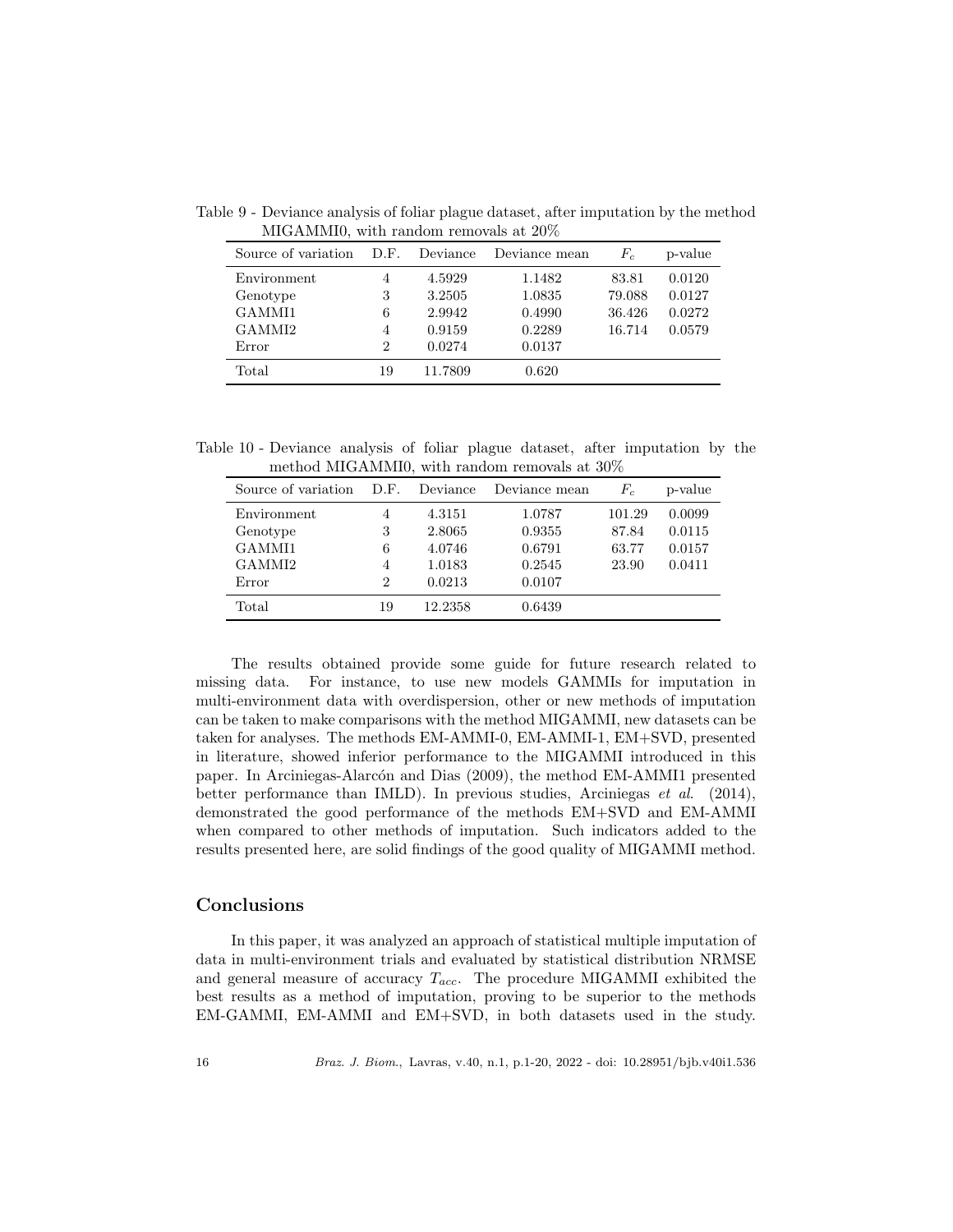Table 9 - Deviance analysis of foliar plague dataset, after imputation by the method MIGAMMI0, with random removals at 20%

| Source of variation | D.F. | Deviance | Deviance mean | $F_c$ | p-value |
|---|---|---|---|---|---|
| Environment | 4 | 4.5929 | 1.1482 | 83.81 | 0.0120 |
| Genotype | 3 | 3.2505 | 1.0835 | 79.088 | 0.0127 |
| GAMMI1 | 6 | 2.9942 | 0.4990 | 36.426 | 0.0272 |
| GAMMI2 | 4 | 0.9159 | 0.2289 | 16.714 | 0.0579 |
| Error | 2 | 0.0274 | 0.0137 | | |
| Total | 19 | 11.7809 | 0.620 | | |

Table 10 - Deviance analysis of foliar plague dataset, after imputation by the method MIGAMMI0, with random removals at 30%

| Source of variation | D.F. | Deviance | Deviance mean | $F_c$ | p-value |
|---|---|---|---|---|---|
| Environment | 4 | 4.3151 | 1.0787 | 101.29 | 0.0099 |
| Genotype | 3 | 2.8065 | 0.9355 | 87.84 | 0.0115 |
| GAMMI1 | 6 | 4.0746 | 0.6791 | 63.77 | 0.0157 |
| GAMMI2 | 4 | 1.0183 | 0.2545 | 23.90 | 0.0411 |
| Error | 2 | 0.0213 | 0.0107 | | |
| Total | 19 | 12.2358 | 0.6439 | | |

The results obtained provide some guide for future research related to missing data. For instance, to use new models GAMMIs for imputation in multi-environment data with overdispersion, other or new methods of imputation can be taken to make comparisons with the method MIGAMMI, new datasets can be taken for analyses. The methods EM-AMMI-0, EM-AMMI-1, EM+SVD, presented in literature, showed inferior performance to the MIGAMMI introduced in this paper. In Arciniegas-Alarcón and Dias (2009), the method EM-AMMI1 presented better performance than IMLD). In previous studies, Arciniegas *et al.* (2014), demonstrated the good performance of the methods EM+SVD and EM-AMMI when compared to other methods of imputation. Such indicators added to the results presented here, are solid findings of the good quality of MIGAMMI method.

## Conclusions

In this paper, it was analyzed an approach of statistical multiple imputation of data in multi-environment trials and evaluated by statistical distribution NRMSE and general measure of accuracy $T_{acc}$. The procedure MIGAMMI exhibited the best results as a method of imputation, proving to be superior to the methods EM-GAMMI, EM-AMMI and EM+SVD, in both datasets used in the study.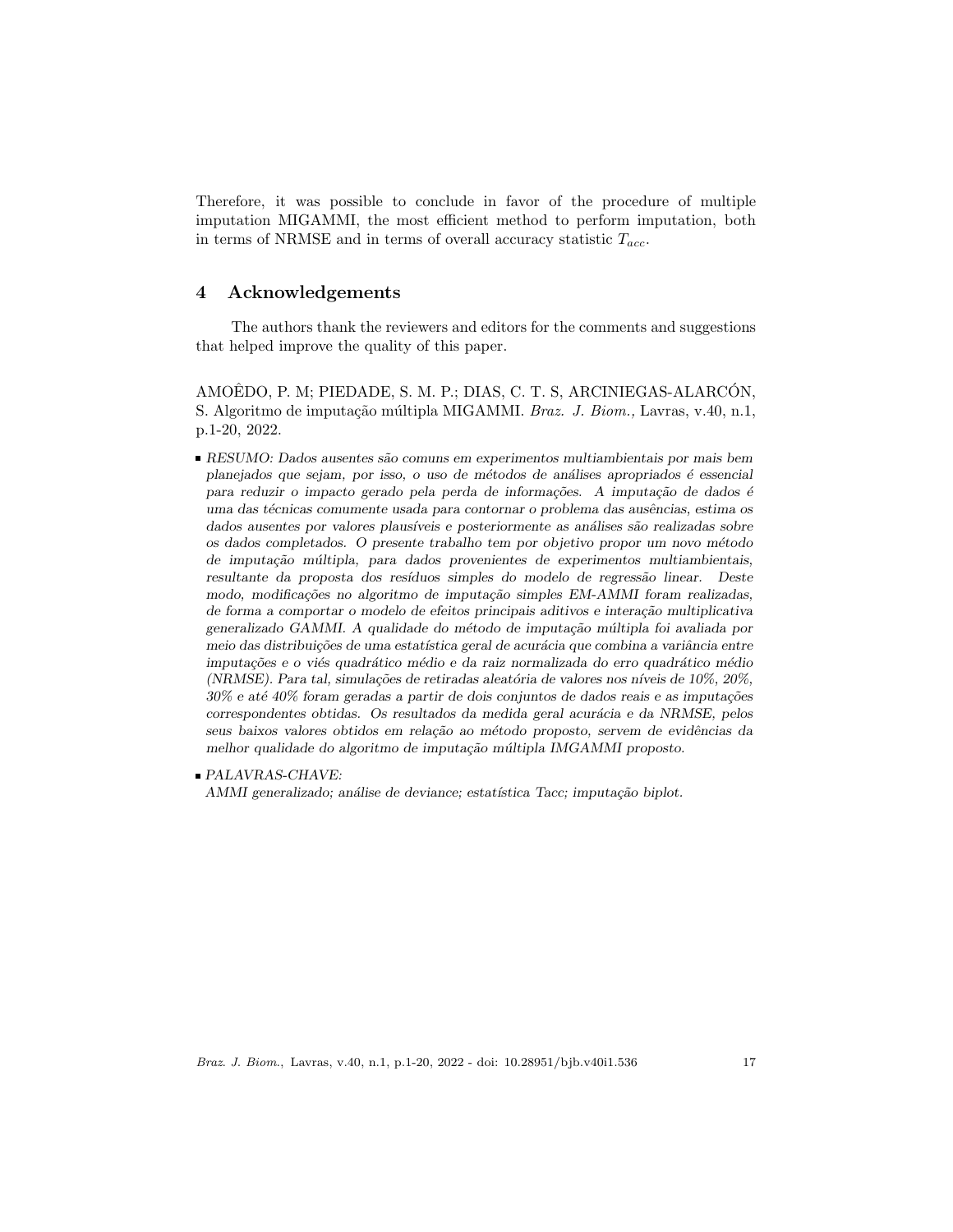Therefore, it was possible to conclude in favor of the procedure of multiple imputation MIGAMMI, the most efficient method to perform imputation, both in terms of NRMSE and in terms of overall accuracy statistic $T_{acc}$.

## 4 Acknowledgements

The authors thank the reviewers and editors for the comments and suggestions that helped improve the quality of this paper.

AMOÊDO, P. M; PIEDADE, S. M. P.; DIAS, C. T. S, ARCINIEGAS-ALARCÓN, S. Algoritmo de imputação múltipla MIGAMMI. *Braz. J. Biom.,* Lavras, v.40, n.1, p.1-20, 2022.

- *RESUMO: Dados ausentes são comuns em experimentos multiambientais por mais bem planejados que sejam, por isso, o uso de métodos de análises apropriados é essencial para reduzir o impacto gerado pela perda de informações. A imputação de dados é uma das técnicas comumente usada para contornar o problema das ausências, estima os dados ausentes por valores plausíveis e posteriormente as análises são realizadas sobre os dados completados. O presente trabalho tem por objetivo propor um novo método de imputação múltipla, para dados provenientes de experimentos multiambientais, resultante da proposta dos resíduos simples do modelo de regressão linear. Deste modo, modificações no algoritmo de imputação simples EM-AMMI foram realizadas, de forma a comportar o modelo de efeitos principais aditivos e interação multiplicativa generalizado GAMMI. A qualidade do método de imputação múltipla foi avaliada por meio das distribuições de uma estatística geral de acurácia que combina a variância entre imputações e o viés quadrático médio e da raiz normalizada do erro quadrático médio (NRMSE). Para tal, simulações de retiradas aleatória de valores nos níveis de 10%, 20%, 30% e até 40% foram geradas a partir de dois conjuntos de dados reais e as imputações correspondentes obtidas. Os resultados da medida geral acurácia e da NRMSE, pelos seus baixos valores obtidos em relação ao método proposto, servem de evidências da melhor qualidade do algoritmo de imputação múltipla IMGAMMI proposto.*
- *PALAVRAS-CHAVE:*
  *AMMI generalizado; análise de deviance; estatística Tacc; imputação biplot.*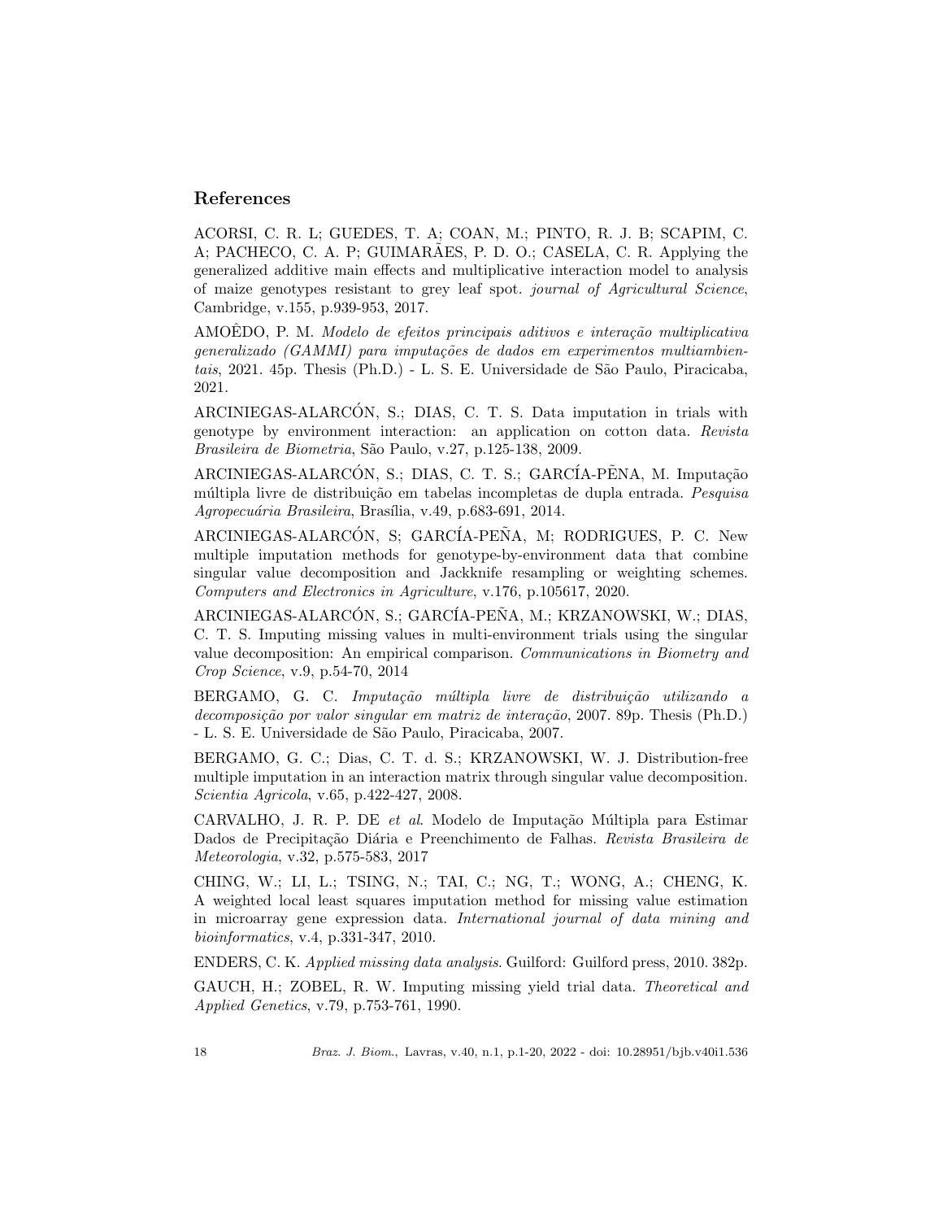## References

ACORSI, C. R. L; GUEDES, T. A; COAN, M.; PINTO, R. J. B; SCAPIM, C. A; PACHECO, C. A. P; GUIMARÃES, P. D. O.; CASELA, C. R. Applying the generalized additive main effects and multiplicative interaction model to analysis of maize genotypes resistant to grey leaf spot. *journal of Agricultural Science*, Cambridge, v.155, p.939-953, 2017.

AMOÊDO, P. M. *Modelo de efeitos principais aditivos e interação multiplicativa generalizado (GAMMI) para imputações de dados em experimentos multiambientais*, 2021. 45p. Thesis (Ph.D.) - L. S. E. Universidade de São Paulo, Piracicaba, 2021.

ARCINIEGAS-ALARCÓN, S.; DIAS, C. T. S. Data imputation in trials with genotype by environment interaction: an application on cotton data. *Revista Brasileira de Biometria*, São Paulo, v.27, p.125-138, 2009.

ARCINIEGAS-ALARCÓN, S.; DIAS, C. T. S.; GARCÍA-PẼNA, M. Imputação múltipla livre de distribuição em tabelas incompletas de dupla entrada. *Pesquisa Agropecuária Brasileira*, Brasília, v.49, p.683-691, 2014.

ARCINIEGAS-ALARCÓN, S; GARCÍA-PEÑA, M; RODRIGUES, P. C. New multiple imputation methods for genotype-by-environment data that combine singular value decomposition and Jackknife resampling or weighting schemes. *Computers and Electronics in Agriculture*, v.176, p.105617, 2020.

ARCINIEGAS-ALARCÓN, S.; GARCÍA-PEÑA, M.; KRZANOWSKI, W.; DIAS, C. T. S. Imputing missing values in multi-environment trials using the singular value decomposition: An empirical comparison. *Communications in Biometry and Crop Science*, v.9, p.54-70, 2014

BERGAMO, G. C. *Imputação múltipla livre de distribuição utilizando a decomposição por valor singular em matriz de interação*, 2007. 89p. Thesis (Ph.D.) - L. S. E. Universidade de São Paulo, Piracicaba, 2007.

BERGAMO, G. C.; Dias, C. T. d. S.; KRZANOWSKI, W. J. Distribution-free multiple imputation in an interaction matrix through singular value decomposition. *Scientia Agricola*, v.65, p.422-427, 2008.

CARVALHO, J. R. P. DE *et al*. Modelo de Imputação Múltipla para Estimar Dados de Precipitação Diária e Preenchimento de Falhas. *Revista Brasileira de Meteorologia*, v.32, p.575-583, 2017

CHING, W.; LI, L.; TSING, N.; TAI, C.; NG, T.; WONG, A.; CHENG, K. A weighted local least squares imputation method for missing value estimation in microarray gene expression data. *International journal of data mining and bioinformatics*, v.4, p.331-347, 2010.

ENDERS, C. K. *Applied missing data analysis*. Guilford: Guilford press, 2010. 382p.

GAUCH, H.; ZOBEL, R. W. Imputing missing yield trial data. *Theoretical and Applied Genetics*, v.79, p.753-761, 1990.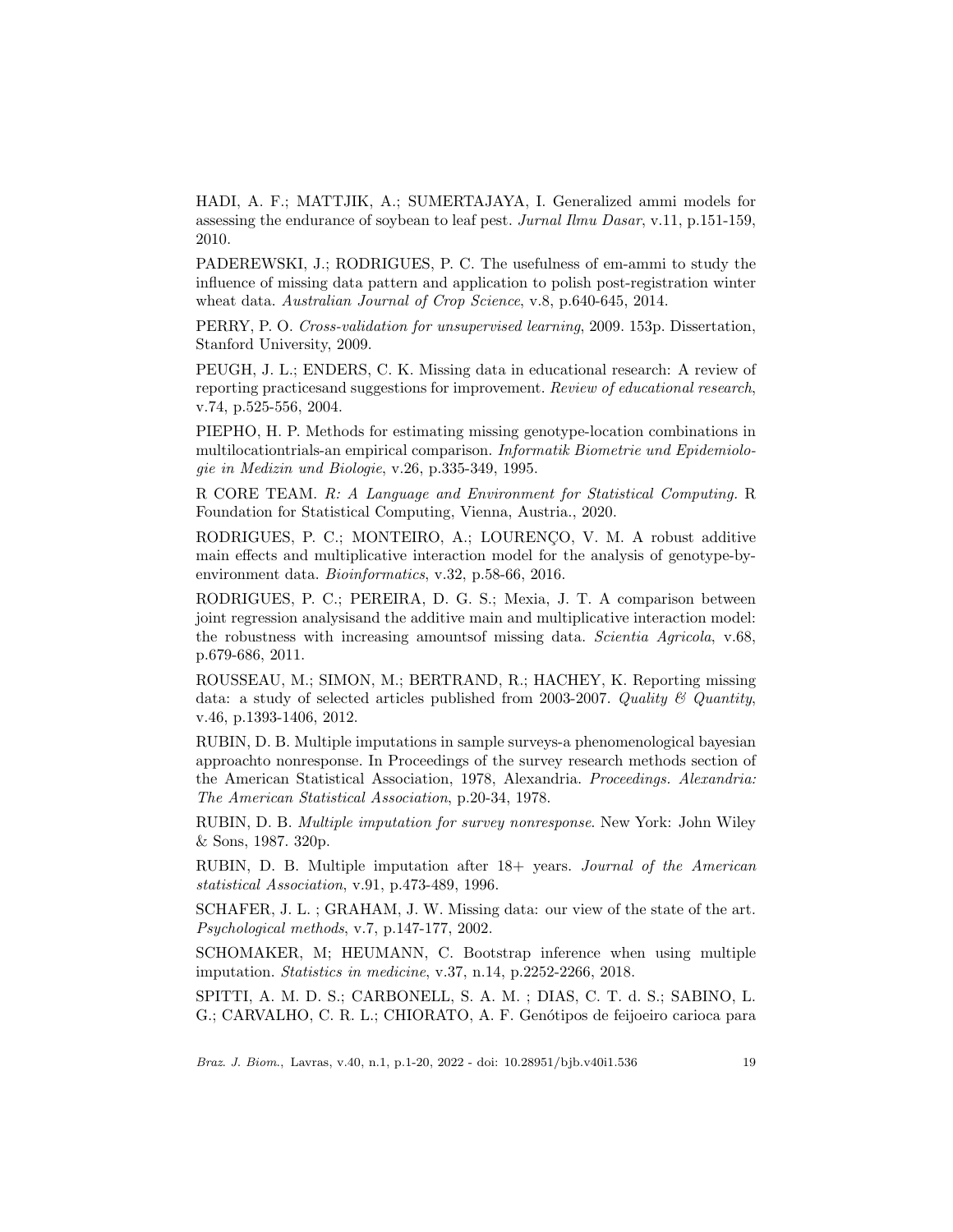HADI, A. F.; MATTJIK, A.; SUMERTAJAYA, I. Generalized ammi models for assessing the endurance of soybean to leaf pest. *Jurnal Ilmu Dasar*, v.11, p.151-159, 2010.

PADEREWSKI, J.; RODRIGUES, P. C. The usefulness of em-ammi to study the influence of missing data pattern and application to polish post-registration winter wheat data. *Australian Journal of Crop Science*, v.8, p.640-645, 2014.

PERRY, P. O. *Cross-validation for unsupervised learning*, 2009. 153p. Dissertation, Stanford University, 2009.

PEUGH, J. L.; ENDERS, C. K. Missing data in educational research: A review of reporting practicesand suggestions for improvement. *Review of educational research*, v.74, p.525-556, 2004.

PIEPHO, H. P. Methods for estimating missing genotype-location combinations in multilocationtrials-an empirical comparison. *Informatik Biometrie und Epidemiologie in Medizin und Biologie*, v.26, p.335-349, 1995.

R CORE TEAM. *R: A Language and Environment for Statistical Computing.* R Foundation for Statistical Computing, Vienna, Austria., 2020.

RODRIGUES, P. C.; MONTEIRO, A.; LOURENÇO, V. M. A robust additive main effects and multiplicative interaction model for the analysis of genotype-by-environment data. *Bioinformatics*, v.32, p.58-66, 2016.

RODRIGUES, P. C.; PEREIRA, D. G. S.; Mexia, J. T. A comparison between joint regression analysisand the additive main and multiplicative interaction model: the robustness with increasing amountsof missing data. *Scientia Agricola*, v.68, p.679-686, 2011.

ROUSSEAU, M.; SIMON, M.; BERTRAND, R.; HACHEY, K. Reporting missing data: a study of selected articles published from 2003-2007. *Quality & Quantity*, v.46, p.1393-1406, 2012.

RUBIN, D. B. Multiple imputations in sample surveys-a phenomenological bayesian approachto nonresponse. In Proceedings of the survey research methods section of the American Statistical Association, 1978, Alexandria. *Proceedings. Alexandria: The American Statistical Association*, p.20-34, 1978.

RUBIN, D. B. *Multiple imputation for survey nonresponse*. New York: John Wiley & Sons, 1987. 320p.

RUBIN, D. B. Multiple imputation after 18+ years. *Journal of the American statistical Association*, v.91, p.473-489, 1996.

SCHAFER, J. L. ; GRAHAM, J. W. Missing data: our view of the state of the art. *Psychological methods*, v.7, p.147-177, 2002.

SCHOMAKER, M; HEUMANN, C. Bootstrap inference when using multiple imputation. *Statistics in medicine*, v.37, n.14, p.2252-2266, 2018.

SPITTI, A. M. D. S.; CARBONELL, S. A. M. ; DIAS, C. T. d. S.; SABINO, L. G.; CARVALHO, C. R. L.; CHIORATO, A. F. Genótipos de feijoeiro carioca para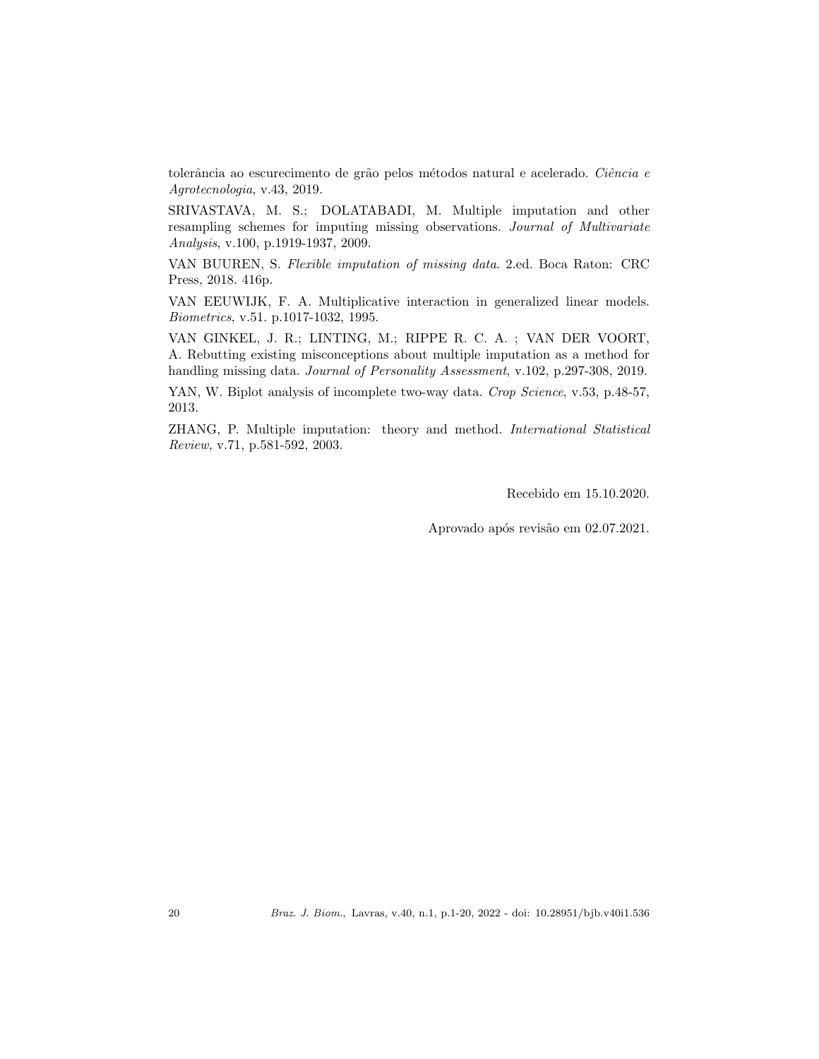tolerância ao escurecimento de grão pelos métodos natural e acelerado. *Ciência e Agrotecnologia*, v.43, 2019.

SRIVASTAVA, M. S.; DOLATABADI, M. Multiple imputation and other resampling schemes for imputing missing observations. *Journal of Multivariate Analysis*, v.100, p.1919-1937, 2009.

VAN BUUREN, S. *Flexible imputation of missing data*. 2.ed. Boca Raton: CRC Press, 2018. 416p.

VAN EEUWIJK, F. A. Multiplicative interaction in generalized linear models. *Biometrics*, v.51. p.1017-1032, 1995.

VAN GINKEL, J. R.; LINTING, M.; RIPPE R. C. A. ; VAN DER VOORT, A. Rebutting existing misconceptions about multiple imputation as a method for handling missing data. *Journal of Personality Assessment*, v.102, p.297-308, 2019.

YAN, W. Biplot analysis of incomplete two-way data. *Crop Science*, v.53, p.48-57, 2013.

ZHANG, P. Multiple imputation: theory and method. *International Statistical Review*, v.71, p.581-592, 2003.

Recebido em 15.10.2020.

Aprovado após revisão em 02.07.2021.